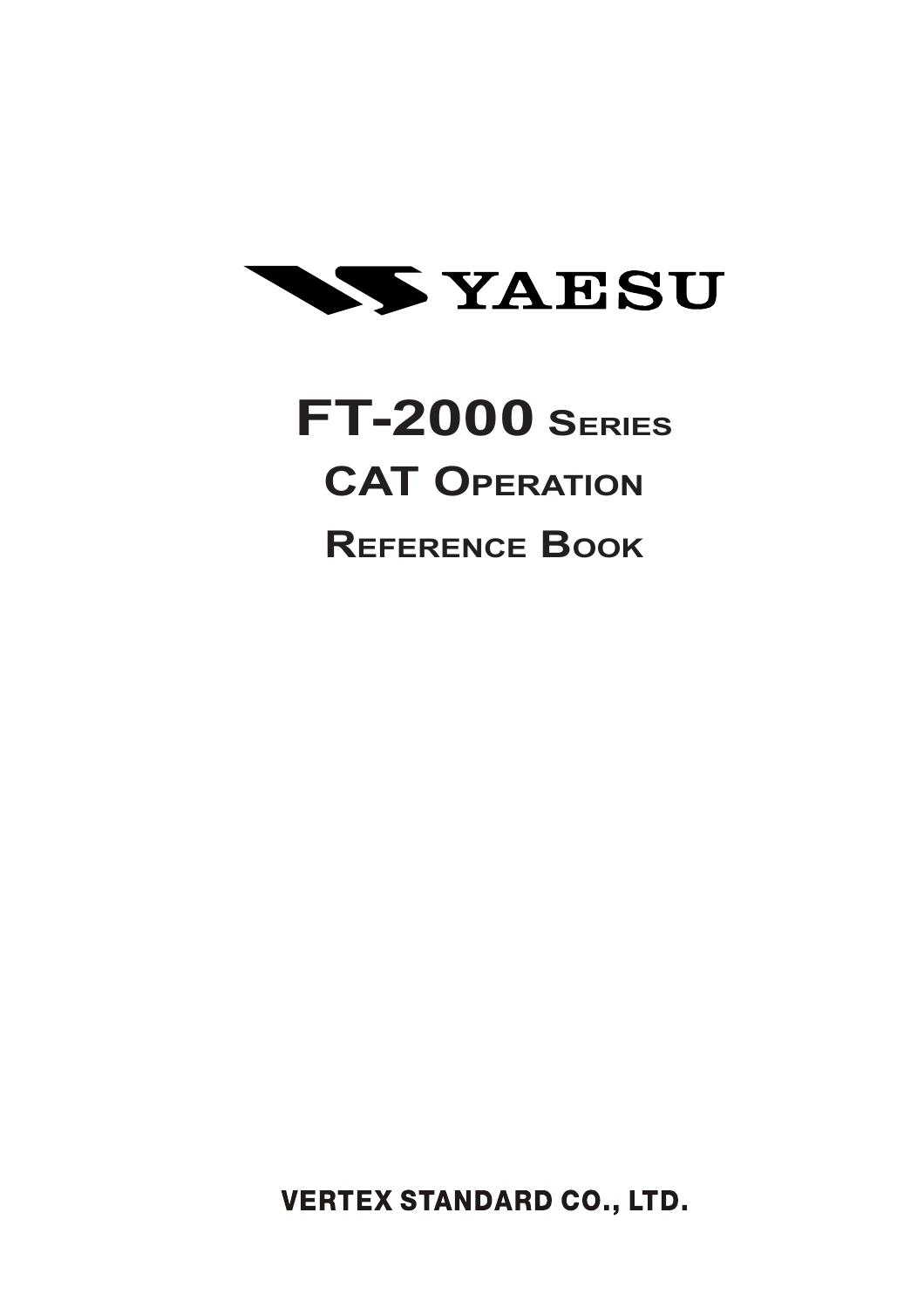YAESU

# FT-2000 Series

## CAT Operation

## Reference Book

VERTEX STANDARD CO., LTD.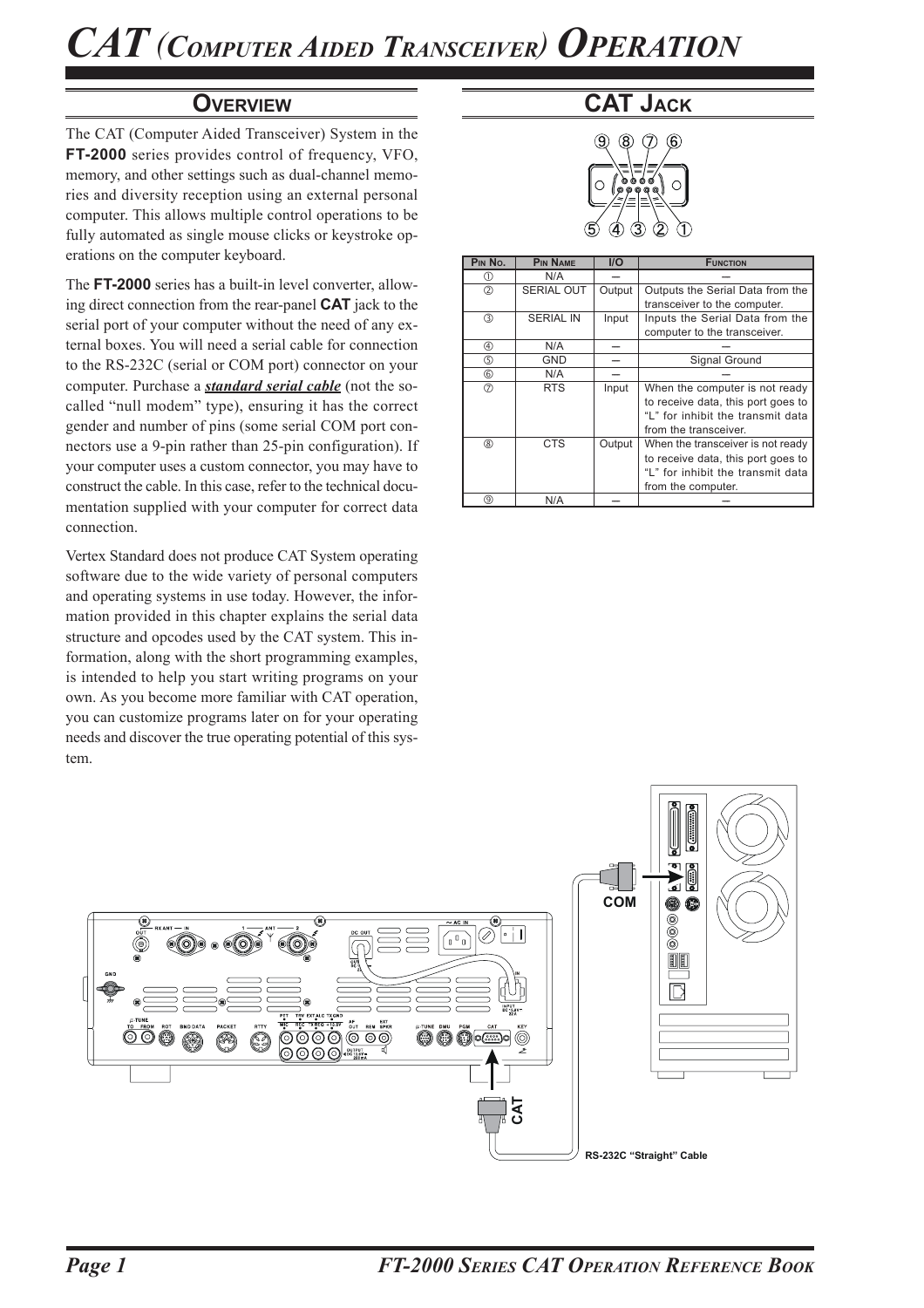# CAT (Computer Aided Transceiver) Operation

## Overview

The CAT (Computer Aided Transceiver) System in the **FT-2000** series provides control of frequency, VFO, memory, and other settings such as dual-channel memories and diversity reception using an external personal computer. This allows multiple control operations to be fully automated as single mouse clicks or keystroke operations on the computer keyboard.

The **FT-2000** series has a built-in level converter, allowing direct connection from the rear-panel **CAT** jack to the serial port of your computer without the need of any external boxes. You will need a serial cable for connection to the RS-232C (serial or COM port) connector on your computer. Purchase a ***standard serial cable*** (not the so-called "null modem" type), ensuring it has the correct gender and number of pins (some serial COM port connectors use a 9-pin rather than 25-pin configuration). If your computer uses a custom connector, you may have to construct the cable. In this case, refer to the technical documentation supplied with your computer for correct data connection.

Vertex Standard does not produce CAT System operating software due to the wide variety of personal computers and operating systems in use today. However, the information provided in this chapter explains the serial data structure and opcodes used by the CAT system. This information, along with the short programming examples, is intended to help you start writing programs on your own. As you become more familiar with CAT operation, you can customize programs later on for your operating needs and discover the true operating potential of this system.

## CAT Jack

| Pin No. | Pin Name | I/O | Function |
|---|---|---|---|
| ① | N/A | – | – |
| ② | SERIAL OUT | Output | Outputs the Serial Data from the transceiver to the computer. |
| ③ | SERIAL IN | Input | Inputs the Serial Data from the computer to the transceiver. |
| ④ | N/A | – | – |
| ⑤ | GND | – | Signal Ground |
| ⑥ | N/A | – | – |
| ⑦ | RTS | Input | When the computer is not ready to receive data, this port goes to "L" for inhibit the transmit data from the transceiver. |
| ⑧ | CTS | Output | When the transceiver is not ready to receive data, this port goes to "L" for inhibit the transmit data from the computer. |
| ⑨ | N/A | – | – |

COM

CAT

RS-232C "Straight" Cable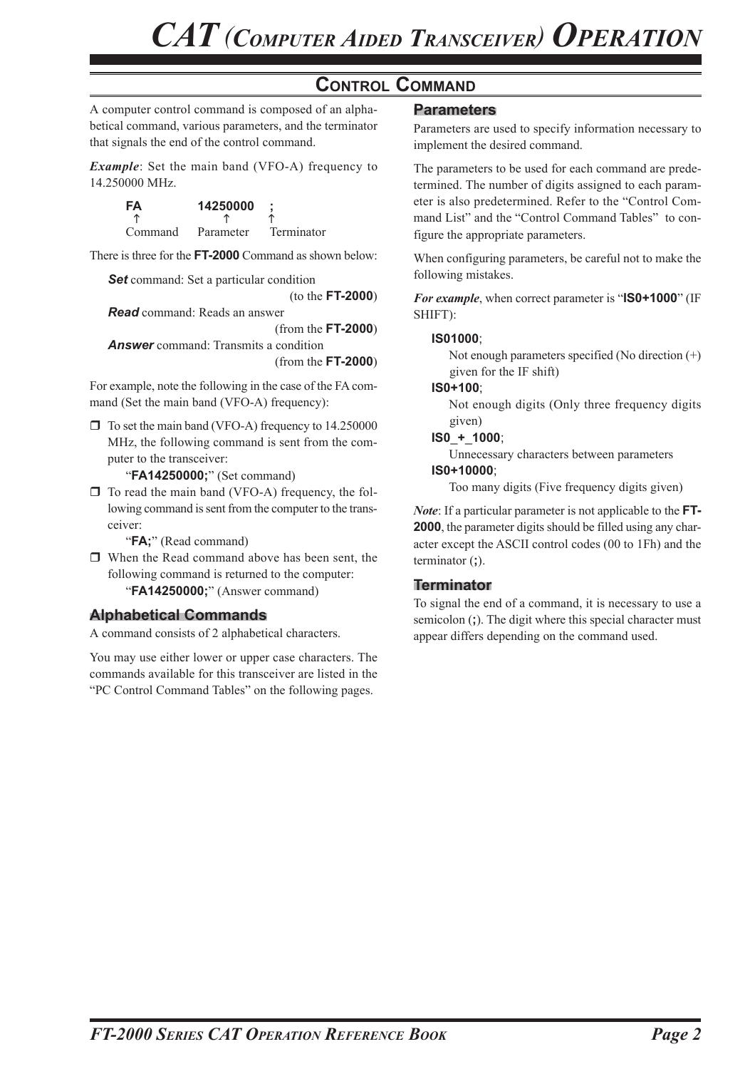# CAT (Computer Aided Transceiver) Operation

## Control Command

A computer control command is composed of an alphabetical command, various parameters, and the terminator that signals the end of the control command.

***Example***: Set the main band (VFO-A) frequency to 14.250000 MHz.

```
FA        14250000    ;
↑            ↑        ↑
Command   Parameter   Terminator
```

There is three for the **FT-2000** Command as shown below:

***Set*** command: Set a particular condition (to the **FT-2000**)
***Read*** command: Reads an answer (from the **FT-2000**)
***Answer*** command: Transmits a condition (from the **FT-2000**)

For example, note the following in the case of the FA command (Set the main band (VFO-A) frequency):

- To set the main band (VFO-A) frequency to 14.250000 MHz, the following command is sent from the computer to the transceiver:
  "**FA14250000;**" (Set command)
- To read the main band (VFO-A) frequency, the following command is sent from the computer to the transceiver:
  "**FA;**" (Read command)
- When the Read command above has been sent, the following command is returned to the computer:
  "**FA14250000;**" (Answer command)

### Alphabetical Commands

A command consists of 2 alphabetical characters.

You may use either lower or upper case characters. The commands available for this transceiver are listed in the "PC Control Command Tables" on the following pages.

### Parameters

Parameters are used to specify information necessary to implement the desired command.

The parameters to be used for each command are predetermined. The number of digits assigned to each parameter is also predetermined. Refer to the "Control Command List" and the "Control Command Tables" to configure the appropriate parameters.

When configuring parameters, be careful not to make the following mistakes.

***For example***, when correct parameter is "**IS0+1000**" (IF SHIFT):

**IS01000**;
Not enough parameters specified (No direction (+) given for the IF shift)

**IS0+100**;
Not enough digits (Only three frequency digits given)

**IS0_+_1000**;
Unnecessary characters between parameters

**IS0+10000**;
Too many digits (Five frequency digits given)

***Note***: If a particular parameter is not applicable to the **FT-2000**, the parameter digits should be filled using any character except the ASCII control codes (00 to 1Fh) and the terminator (**;**).

### Terminator

To signal the end of a command, it is necessary to use a semicolon (**;**). The digit where this special character must appear differs depending on the command used.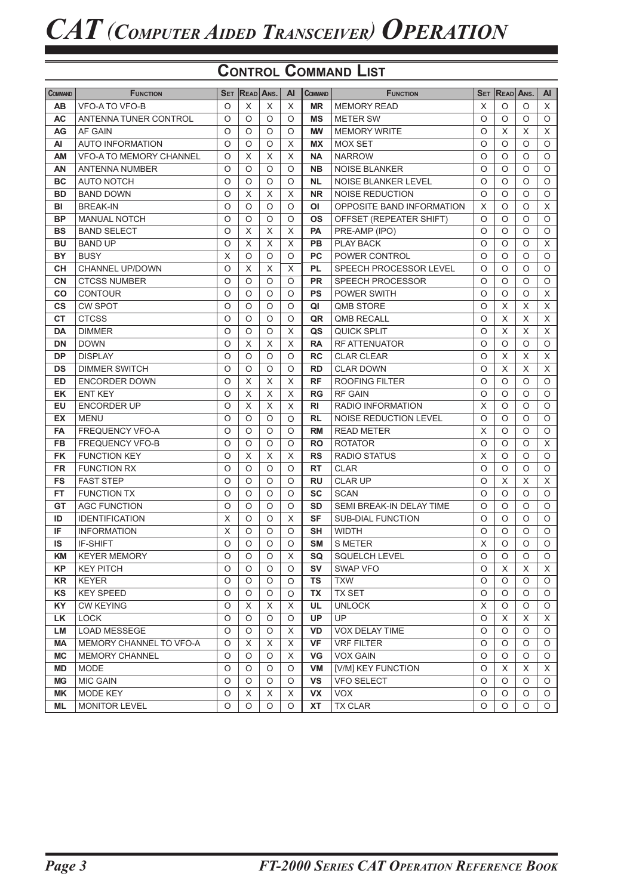# CAT (Computer Aided Transceiver) Operation

## Control Command List

| Command | Function | Set | Read | Ans. | AI | Command | Function | Set | Read | Ans. | AI |
|---|---|---|---|---|---|---|---|---|---|---|---|
| AB | VFO-A TO VFO-B | O | X | X | X | MR | MEMORY READ | X | O | O | X |
| AC | ANTENNA TUNER CONTROL | O | O | O | O | MS | METER SW | O | O | O | O |
| AG | AF GAIN | O | O | O | O | MW | MEMORY WRITE | O | X | X | X |
| AI | AUTO INFORMATION | O | O | O | X | MX | MOX SET | O | O | O | O |
| AM | VFO-A TO MEMORY CHANNEL | O | X | X | X | NA | NARROW | O | O | O | O |
| AN | ANTENNA NUMBER | O | O | O | O | NB | NOISE BLANKER | O | O | O | O |
| BC | AUTO NOTCH | O | O | O | O | NL | NOISE BLANKER LEVEL | O | O | O | O |
| BD | BAND DOWN | O | X | X | X | NR | NOISE REDUCTION | O | O | O | O |
| BI | BREAK-IN | O | O | O | O | OI | OPPOSITE BAND INFORMATION | X | O | O | X |
| BP | MANUAL NOTCH | O | O | O | O | OS | OFFSET (REPEATER SHIFT) | O | O | O | O |
| BS | BAND SELECT | O | X | X | X | PA | PRE-AMP (IPO) | O | O | O | O |
| BU | BAND UP | O | X | X | X | PB | PLAY BACK | O | O | O | X |
| BY | BUSY | X | O | O | O | PC | POWER CONTROL | O | O | O | O |
| CH | CHANNEL UP/DOWN | O | X | X | X | PL | SPEECH PROCESSOR LEVEL | O | O | O | O |
| CN | CTCSS NUMBER | O | O | O | O | PR | SPEECH PROCESSOR | O | O | O | O |
| CO | CONTOUR | O | O | O | O | PS | POWER SWITH | O | O | O | X |
| CS | CW SPOT | O | O | O | O | QI | QMB STORE | O | X | X | X |
| CT | CTCSS | O | O | O | O | QR | QMB RECALL | O | X | X | X |
| DA | DIMMER | O | O | O | X | QS | QUICK SPLIT | O | X | X | X |
| DN | DOWN | O | X | X | X | RA | RF ATTENUATOR | O | O | O | O |
| DP | DISPLAY | O | O | O | O | RC | CLAR CLEAR | O | X | X | X |
| DS | DIMMER SWITCH | O | O | O | O | RD | CLAR DOWN | O | X | X | X |
| ED | ENCORDER DOWN | O | X | X | X | RF | ROOFING FILTER | O | O | O | O |
| EK | ENT KEY | O | X | X | X | RG | RF GAIN | O | O | O | O |
| EU | ENCORDER UP | O | X | X | X | RI | RADIO INFORMATION | X | O | O | O |
| EX | MENU | O | O | O | O | RL | NOISE REDUCTION LEVEL | O | O | O | O |
| FA | FREQUENCY VFO-A | O | O | O | O | RM | READ METER | X | O | O | O |
| FB | FREQUENCY VFO-B | O | O | O | O | RO | ROTATOR | O | O | O | X |
| FK | FUNCTION KEY | O | X | X | X | RS | RADIO STATUS | X | O | O | O |
| FR | FUNCTION RX | O | O | O | O | RT | CLAR | O | O | O | O |
| FS | FAST STEP | O | O | O | O | RU | CLAR UP | O | X | X | X |
| FT | FUNCTION TX | O | O | O | O | SC | SCAN | O | O | O | O |
| GT | AGC FUNCTION | O | O | O | O | SD | SEMI BREAK-IN DELAY TIME | O | O | O | O |
| ID | IDENTIFICATION | X | O | O | X | SF | SUB-DIAL FUNCTION | O | O | O | O |
| IF | INFORMATION | X | O | O | O | SH | WIDTH | O | O | O | O |
| IS | IF-SHIFT | O | O | O | O | SM | S METER | X | O | O | O |
| KM | KEYER MEMORY | O | O | O | X | SQ | SQUELCH LEVEL | O | O | O | O |
| KP | KEY PITCH | O | O | O | O | SV | SWAP VFO | O | X | X | X |
| KR | KEYER | O | O | O | O | TS | TXW | O | O | O | O |
| KS | KEY SPEED | O | O | O | O | TX | TX SET | O | O | O | O |
| KY | CW KEYING | O | X | X | X | UL | UNLOCK | X | O | O | O |
| LK | LOCK | O | O | O | O | UP | UP | O | X | X | X |
| LM | LOAD MESSEGE | O | O | O | X | VD | VOX DELAY TIME | O | O | O | O |
| MA | MEMORY CHANNEL TO VFO-A | O | X | X | X | VF | VRF FILTER | O | O | O | O |
| MC | MEMORY CHANNEL | O | O | O | X | VG | VOX GAIN | O | O | O | O |
| MD | MODE | O | O | O | O | VM | [V/M] KEY FUNCTION | O | X | X | X |
| MG | MIC GAIN | O | O | O | O | VS | VFO SELECT | O | O | O | O |
| MK | MODE KEY | O | X | X | X | VX | VOX | O | O | O | O |
| ML | MONITOR LEVEL | O | O | O | O | XT | TX CLAR | O | O | O | O |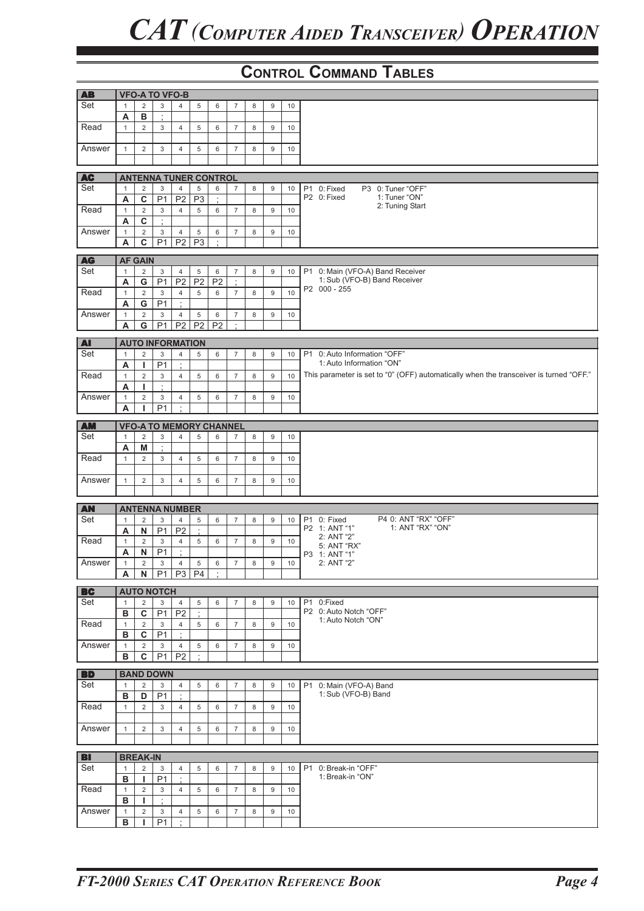# CAT (Computer Aided Transceiver) Operation

## Control Command Tables

### AB — VFO-A TO VFO-B

| | 1 | 2 | 3 | 4 | 5 | 6 | 7 | 8 | 9 | 10 |
|---|---|---|---|---|---|---|---|---|---|---|
| Set | A | B | ; | | | | | | | |
| Read | | | | | | | | | | |
| Answer | | | | | | | | | | |

### AC — ANTENNA TUNER CONTROL

| | 1 | 2 | 3 | 4 | 5 | 6 | 7 | 8 | 9 | 10 |
|---|---|---|---|---|---|---|---|---|---|---|
| Set | A | C | P1 | P2 | P3 | ; | | | | |
| Read | A | C | ; | | | | | | | |
| Answer | A | C | P1 | P2 | P3 | ; | | | | |

P1 0: Fixed
P2 0: Fixed
P3 0: Tuner "OFF"
1: Tuner "ON"
2: Tuning Start

### AG — AF GAIN

| | 1 | 2 | 3 | 4 | 5 | 6 | 7 | 8 | 9 | 10 |
|---|---|---|---|---|---|---|---|---|---|---|
| Set | A | G | P1 | P2 | P2 | P2 | ; | | | |
| Read | A | G | P1 | ; | | | | | | |
| Answer | A | G | P1 | P2 | P2 | P2 | ; | | | |

P1 0: Main (VFO-A) Band Receiver
1: Sub (VFO-B) Band Receiver
P2 000 - 255

### AI — AUTO INFORMATION

| | 1 | 2 | 3 | 4 | 5 | 6 | 7 | 8 | 9 | 10 |
|---|---|---|---|---|---|---|---|---|---|---|
| Set | A | I | P1 | ; | | | | | | |
| Read | A | I | ; | | | | | | | |
| Answer | A | I | P1 | ; | | | | | | |

P1 0: Auto Information "OFF"
1: Auto Information "ON"

This parameter is set to "0" (OFF) automatically when the transceiver is turned "OFF."

### AM — VFO-A TO MEMORY CHANNEL

| | 1 | 2 | 3 | 4 | 5 | 6 | 7 | 8 | 9 | 10 |
|---|---|---|---|---|---|---|---|---|---|---|
| Set | A | M | ; | | | | | | | |
| Read | | | | | | | | | | |
| Answer | | | | | | | | | | |

### AN — ANTENNA NUMBER

| | 1 | 2 | 3 | 4 | 5 | 6 | 7 | 8 | 9 | 10 |
|---|---|---|---|---|---|---|---|---|---|---|
| Set | A | N | P1 | P2 | ; | | | | | |
| Read | A | N | P1 | ; | | | | | | |
| Answer | A | N | P1 | P3 | P4 | ; | | | | |

P1 0: Fixed
P2 1: ANT "1"
2: ANT "2"
5: ANT "RX"
P3 1: ANT "1"
2: ANT "2"
P4 0: ANT "RX" "OFF"
1: ANT "RX" "ON"

### BC — AUTO NOTCH

| | 1 | 2 | 3 | 4 | 5 | 6 | 7 | 8 | 9 | 10 |
|---|---|---|---|---|---|---|---|---|---|---|
| Set | B | C | P1 | P2 | ; | | | | | |
| Read | B | C | P1 | ; | | | | | | |
| Answer | B | C | P1 | P2 | ; | | | | | |

P1 0:Fixed
P2 0: Auto Notch "OFF"
1: Auto Notch "ON"

### BD — BAND DOWN

| | 1 | 2 | 3 | 4 | 5 | 6 | 7 | 8 | 9 | 10 |
|---|---|---|---|---|---|---|---|---|---|---|
| Set | B | D | P1 | ; | | | | | | |
| Read | | | | | | | | | | |
| Answer | | | | | | | | | | |

P1 0: Main (VFO-A) Band
1: Sub (VFO-B) Band

### BI — BREAK-IN

| | 1 | 2 | 3 | 4 | 5 | 6 | 7 | 8 | 9 | 10 |
|---|---|---|---|---|---|---|---|---|---|---|
| Set | B | I | P1 | ; | | | | | | |
| Read | B | I | ; | | | | | | | |
| Answer | B | I | P1 | ; | | | | | | |

P1 0: Break-in "OFF"
1: Break-in "ON"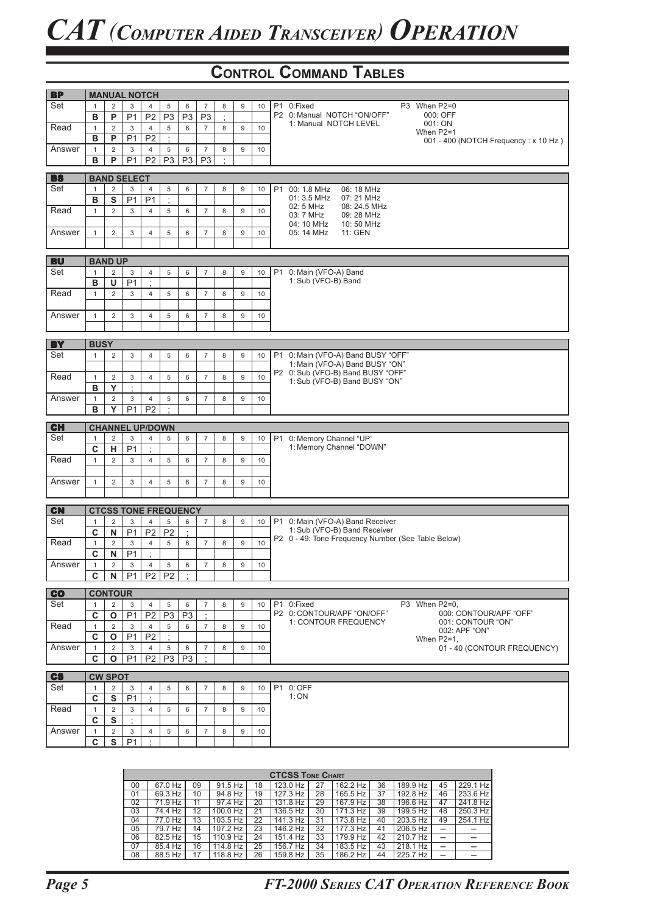# CAT (Computer Aided Transceiver) Operation

## Control Command Tables

### BP — MANUAL NOTCH

| | 1 | 2 | 3 | 4 | 5 | 6 | 7 | 8 | 9 | 10 |
|---|---|---|---|---|---|---|---|---|---|---|
| Set | B | P | P1 | P2 | P3 | P3 | P3 | ; | | |
| Read | B | P | P1 | P2 | ; | | | | | |
| Answer | B | P | P1 | P2 | P3 | P3 | P3 | ; | | |

P1 0:Fixed
P2 0: Manual NOTCH "ON/OFF"
   1: Manual NOTCH LEVEL
P3 When P2=0
   000: OFF
   001: ON
   When P2=1
   001 - 400 (NOTCH Frequency : x 10 Hz )

### BS — BAND SELECT

| | 1 | 2 | 3 | 4 | 5 | 6 | 7 | 8 | 9 | 10 |
|---|---|---|---|---|---|---|---|---|---|---|
| Set | B | S | P1 | P1 | ; | | | | | |
| Read | | | | | | | | | | |
| Answer | | | | | | | | | | |

P1 00: 1.8 MHz, 01: 3.5 MHz, 02: 5 MHz, 03: 7 MHz, 04: 10 MHz, 05: 14 MHz, 06: 18 MHz, 07: 21 MHz, 08: 24.5 MHz, 09: 28 MHz, 10: 50 MHz, 11: GEN

### BU — BAND UP

| | 1 | 2 | 3 | 4 | 5 | 6 | 7 | 8 | 9 | 10 |
|---|---|---|---|---|---|---|---|---|---|---|
| Set | B | U | P1 | ; | | | | | | |
| Read | | | | | | | | | | |
| Answer | | | | | | | | | | |

P1 0: Main (VFO-A) Band
   1: Sub (VFO-B) Band

### BY — BUSY

| | 1 | 2 | 3 | 4 | 5 | 6 | 7 | 8 | 9 | 10 |
|---|---|---|---|---|---|---|---|---|---|---|
| Set | | | | | | | | | | |
| Read | B | Y | ; | | | | | | | |
| Answer | B | Y | P1 | P2 | ; | | | | | |

P1 0: Main (VFO-A) Band BUSY "OFF"
   1: Main (VFO-A) Band BUSY "ON"
P2 0: Sub (VFO-B) Band BUSY "OFF"
   1: Sub (VFO-B) Band BUSY "ON"

### CH — CHANNEL UP/DOWN

| | 1 | 2 | 3 | 4 | 5 | 6 | 7 | 8 | 9 | 10 |
|---|---|---|---|---|---|---|---|---|---|---|
| Set | C | H | P1 | ; | | | | | | |
| Read | | | | | | | | | | |
| Answer | | | | | | | | | | |

P1 0: Memory Channel "UP"
   1: Memory Channel "DOWN"

### CN — CTCSS TONE FREQUENCY

| | 1 | 2 | 3 | 4 | 5 | 6 | 7 | 8 | 9 | 10 |
|---|---|---|---|---|---|---|---|---|---|---|
| Set | C | N | P1 | P2 | P2 | ; | | | | |
| Read | C | N | P1 | ; | | | | | | |
| Answer | C | N | P1 | P2 | P2 | ; | | | | |

P1 0: Main (VFO-A) Band Receiver
   1: Sub (VFO-B) Band Receiver
P2 0 - 49: Tone Frequency Number (See Table Below)

### CO — CONTOUR

| | 1 | 2 | 3 | 4 | 5 | 6 | 7 | 8 | 9 | 10 |
|---|---|---|---|---|---|---|---|---|---|---|
| Set | C | O | P1 | P2 | P3 | P3 | ; | | | |
| Read | C | O | P1 | P2 | ; | | | | | |
| Answer | C | O | P1 | P2 | P3 | P3 | ; | | | |

P1 0:Fixed
P2 0: CONTOUR/APF "ON/OFF"
   1: CONTOUR FREQUENCY
P3 When P2=0,
   000: CONTOUR/APF "OFF"
   001: CONTOUR "ON"
   002: APF "ON"
   When P2=1,
   01 - 40 (CONTOUR FREQUENCY)

### CS — CW SPOT

| | 1 | 2 | 3 | 4 | 5 | 6 | 7 | 8 | 9 | 10 |
|---|---|---|---|---|---|---|---|---|---|---|
| Set | C | S | P1 | ; | | | | | | |
| Read | C | S | ; | | | | | | | |
| Answer | C | S | P1 | ; | | | | | | |

P1 0: OFF
   1: ON

### CTCSS Tone Chart

| | | | | | | | | | | | |
|---|---|---|---|---|---|---|---|---|---|---|---|
| 00 | 67.0 Hz | 09 | 91.5 Hz | 18 | 123.0 Hz | 27 | 162.2 Hz | 36 | 189.9 Hz | 45 | 229.1 Hz |
| 01 | 69.3 Hz | 10 | 94.8 Hz | 19 | 127.3 Hz | 28 | 165.5 Hz | 37 | 192.8 Hz | 46 | 233.6 Hz |
| 02 | 71.9 Hz | 11 | 97.4 Hz | 20 | 131.8 Hz | 29 | 167.9 Hz | 38 | 196.6 Hz | 47 | 241.8 Hz |
| 03 | 74.4 Hz | 12 | 100.0 Hz | 21 | 136.5 Hz | 30 | 171.3 Hz | 39 | 199.5 Hz | 48 | 250.3 Hz |
| 04 | 77.0 Hz | 13 | 103.5 Hz | 22 | 141.3 Hz | 31 | 173.8 Hz | 40 | 203.5 Hz | 49 | 254.1 Hz |
| 05 | 79.7 Hz | 14 | 107.2 Hz | 23 | 146.2 Hz | 32 | 177.3 Hz | 41 | 206.5 Hz | – | – |
| 06 | 82.5 Hz | 15 | 110.9 Hz | 24 | 151.4 Hz | 33 | 179.9 Hz | 42 | 210.7 Hz | – | – |
| 07 | 85.4 Hz | 16 | 114.8 Hz | 25 | 156.7 Hz | 34 | 183.5 Hz | 43 | 218.1 Hz | – | – |
| 08 | 88.5 Hz | 17 | 118.8 Hz | 26 | 159.8 Hz | 35 | 186.2 Hz | 44 | 225.7 Hz | – | – |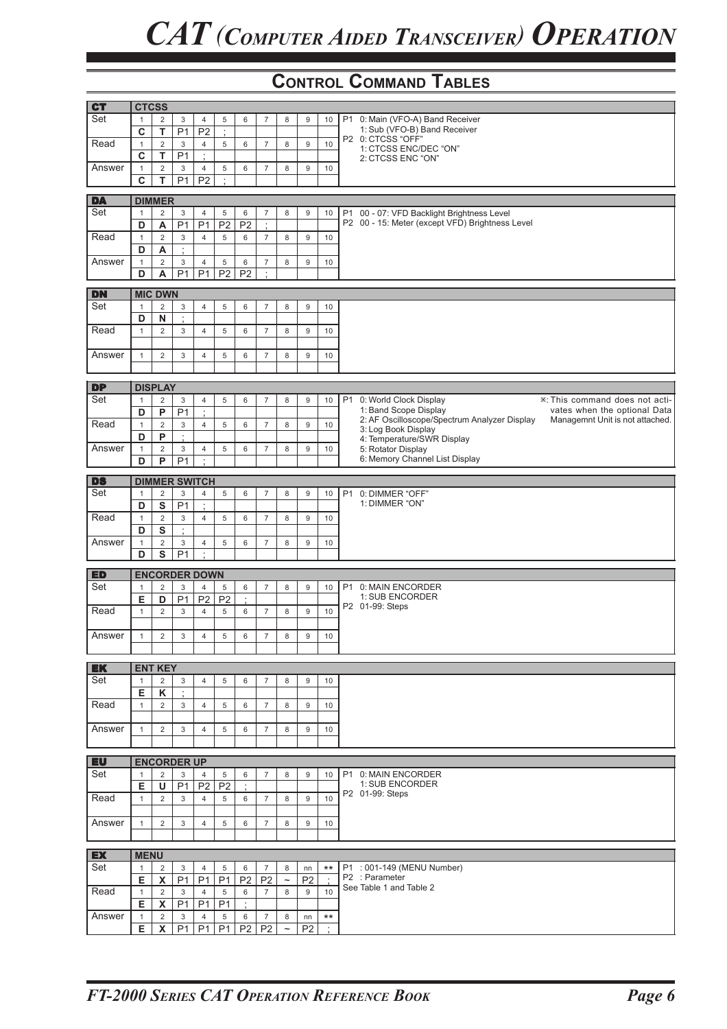# CAT (Computer Aided Transceiver) Operation

## Control Command Tables

### CT — CTCSS

| | 1 | 2 | 3 | 4 | 5 | 6 | 7 | 8 | 9 | 10 |
|---|---|---|---|---|---|---|---|---|---|---|
| Set | C | T | P1 | P2 | ; | | | | | |
| Read | C | T | P1 | ; | | | | | | |
| Answer | C | T | P1 | P2 | ; | | | | | |

P1 0: Main (VFO-A) Band Receiver
1: Sub (VFO-B) Band Receiver
P2 0: CTCSS "OFF"
1: CTCSS ENC/DEC "ON"
2: CTCSS ENC "ON"

### DA — DIMMER

| | 1 | 2 | 3 | 4 | 5 | 6 | 7 | 8 | 9 | 10 |
|---|---|---|---|---|---|---|---|---|---|---|
| Set | D | A | P1 | P1 | P2 | P2 | ; | | | |
| Read | D | A | ; | | | | | | | |
| Answer | D | A | P1 | P1 | P2 | P2 | ; | | | |

P1 00 - 07: VFD Backlight Brightness Level
P2 00 - 15: Meter (except VFD) Brightness Level

### DN — MIC DWN

| | 1 | 2 | 3 | 4 | 5 | 6 | 7 | 8 | 9 | 10 |
|---|---|---|---|---|---|---|---|---|---|---|
| Set | D | N | ; | | | | | | | |
| Read | | | | | | | | | | |
| Answer | | | | | | | | | | |

### DP — DISPLAY

| | 1 | 2 | 3 | 4 | 5 | 6 | 7 | 8 | 9 | 10 |
|---|---|---|---|---|---|---|---|---|---|---|
| Set | D | P | P1 | ; | | | | | | |
| Read | D | P | ; | | | | | | | |
| Answer | D | P | P1 | ; | | | | | | |

P1 0: World Clock Display
1: Band Scope Display
2: AF Oscilloscope/Spectrum Analyzer Display
3: Log Book Display
4: Temperature/SWR Display
5: Rotator Display
6: Memory Channel List Display

※: This command does not activates when the optional Data Managemnt Unit is not attached.

### DS — DIMMER SWITCH

| | 1 | 2 | 3 | 4 | 5 | 6 | 7 | 8 | 9 | 10 |
|---|---|---|---|---|---|---|---|---|---|---|
| Set | D | S | P1 | ; | | | | | | |
| Read | D | S | ; | | | | | | | |
| Answer | D | S | P1 | ; | | | | | | |

P1 0: DIMMER "OFF"
1: DIMMER "ON"

### ED — ENCORDER DOWN

| | 1 | 2 | 3 | 4 | 5 | 6 | 7 | 8 | 9 | 10 |
|---|---|---|---|---|---|---|---|---|---|---|
| Set | E | D | P1 | P2 | P2 | ; | | | | |
| Read | | | | | | | | | | |
| Answer | | | | | | | | | | |

P1 0: MAIN ENCORDER
1: SUB ENCORDER
P2 01-99: Steps

### EK — ENT KEY

| | 1 | 2 | 3 | 4 | 5 | 6 | 7 | 8 | 9 | 10 |
|---|---|---|---|---|---|---|---|---|---|---|
| Set | E | K | ; | | | | | | | |
| Read | | | | | | | | | | |
| Answer | | | | | | | | | | |

### EU — ENCORDER UP

| | 1 | 2 | 3 | 4 | 5 | 6 | 7 | 8 | 9 | 10 |
|---|---|---|---|---|---|---|---|---|---|---|
| Set | E | U | P1 | P2 | P2 | ; | | | | |
| Read | | | | | | | | | | |
| Answer | | | | | | | | | | |

P1 0: MAIN ENCORDER
1: SUB ENCORDER
P2 01-99: Steps

### EX — MENU

| | 1 | 2 | 3 | 4 | 5 | 6 | 7 | 8 | nn | ** |
|---|---|---|---|---|---|---|---|---|---|---|
| Set | E | X | P1 | P1 | P1 | P2 | P2 | ~ | P2 | ; |
| Read | E | X | P1 | P1 | P1 | ; | | | | |
| Answer | E | X | P1 | P1 | P1 | P2 | P2 | ~ | P2 | ; |

(Read row column headings: 1 2 3 4 5 6 7 8 9 10)

P1 : 001-149 (MENU Number)
P2 : Parameter
See Table 1 and Table 2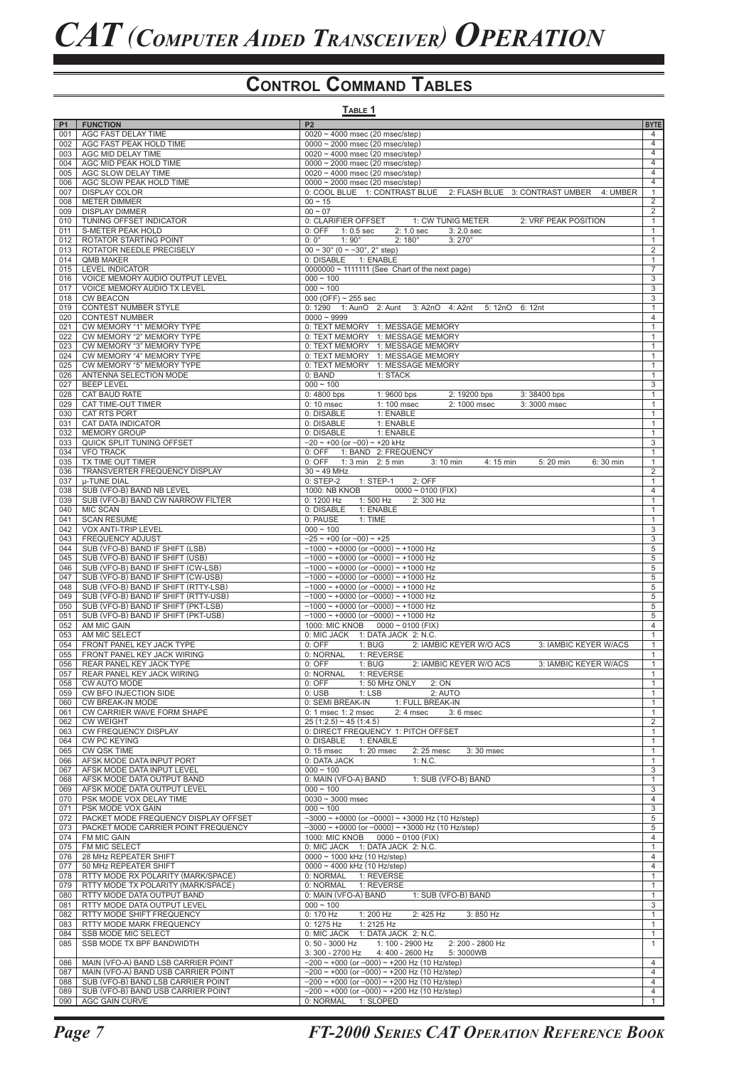# CAT (Computer Aided Transceiver) Operation

## Control Command Tables

### Table 1

| P1 | FUNCTION | P2 | BYTE |
|---|---|---|---|
| 001 | AGC FAST DELAY TIME | 0020 ~ 4000 msec (20 msec/step) | 4 |
| 002 | AGC FAST PEAK HOLD TIME | 0000 ~ 2000 msec (20 msec/step) | 4 |
| 003 | AGC MID DELAY TIME | 0020 ~ 4000 msec (20 msec/step) | 4 |
| 004 | AGC MID PEAK HOLD TIME | 0000 ~ 2000 msec (20 msec/step) | 4 |
| 005 | AGC SLOW DELAY TIME | 0020 ~ 4000 msec (20 msec/step) | 4 |
| 006 | AGC SLOW PEAK HOLD TIME | 0000 ~ 2000 msec (20 msec/step) | 4 |
| 007 | DISPLAY COLOR | 0: COOL BLUE 1: CONTRAST BLUE 2: FLASH BLUE 3: CONTRAST UMBER 4: UMBER | 1 |
| 008 | METER DIMMER | 00 ~ 15 | 2 |
| 009 | DISPLAY DIMMER | 00 ~ 07 | 2 |
| 010 | TUNING OFFSET INDICATOR | 0: CLARIFIER OFFSET 1: CW TUNIG METER 2: VRF PEAK POSITION | 1 |
| 011 | S-METER PEAK HOLD | 0: OFF 1: 0.5 sec 2: 1.0 sec 3: 2.0 sec | 1 |
| 012 | ROTATOR STARTING POINT | 0: 0° 1: 90° 2: 180° 3: 270° | 1 |
| 013 | ROTATOR NEEDLE PRECISELY | 00 ~ 30° (0 ~ −30°, 2° step) | 2 |
| 014 | QMB MAKER | 0: DISABLE 1: ENABLE | 1 |
| 015 | LEVEL INDICATOR | 0000000 ~ 1111111 (See Chart of the next page) | 7 |
| 016 | VOICE MEMORY AUDIO OUTPUT LEVEL | 000 ~ 100 | 3 |
| 017 | VOICE MEMORY AUDIO TX LEVEL | 000 ~ 100 | 3 |
| 018 | CW BEACON | 000 (OFF) ~ 255 sec | 3 |
| 019 | CONTEST NUMBER STYLE | 0: 1290 1: AunO 2: Aunt 3: A2nO 4: A2nt 5: 12nO 6: 12nt | 1 |
| 020 | CONTEST NUMBER | 0000 ~ 9999 | 4 |
| 021 | CW MEMORY "1" MEMORY TYPE | 0: TEXT MEMORY 1: MESSAGE MEMORY | 1 |
| 022 | CW MEMORY "2" MEMORY TYPE | 0: TEXT MEMORY 1: MESSAGE MEMORY | 1 |
| 023 | CW MEMORY "3" MEMORY TYPE | 0: TEXT MEMORY 1: MESSAGE MEMORY | 1 |
| 024 | CW MEMORY "4" MEMORY TYPE | 0: TEXT MEMORY 1: MESSAGE MEMORY | 1 |
| 025 | CW MEMORY "5" MEMORY TYPE | 0: TEXT MEMORY 1: MESSAGE MEMORY | 1 |
| 026 | ANTENNA SELECTION MODE | 0: BAND 1: STACK | 1 |
| 027 | BEEP LEVEL | 000 ~ 100 | 3 |
| 028 | CAT BAUD RATE | 0: 4800 bps 1: 9600 bps 2: 19200 bps 3: 38400 bps | 1 |
| 029 | CAT TIME-OUT TIMER | 0: 10 msec 1: 100 msec 2: 1000 msec 3: 3000 msec | 1 |
| 030 | CAT RTS PORT | 0: DISABLE 1: ENABLE | 1 |
| 031 | CAT DATA INDICATOR | 0: DISABLE 1: ENABLE | 1 |
| 032 | MEMORY GROUP | 0: DISABLE 1: ENABLE | 1 |
| 033 | QUICK SPLIT TUNING OFFSET | −20 ~ +00 (or −00) ~ +20 kHz | 3 |
| 034 | VFO TRACK | 0: OFF 1: BAND 2: FREQUENCY | 1 |
| 035 | TX TIME OUT TIMER | 0: OFF 1: 3 min 2: 5 min 3: 10 min 4: 15 min 5: 20 min 6: 30 min | 1 |
| 036 | TRANSVERTER FREQUENCY DISPLAY | 30 ~ 49 MHz | 2 |
| 037 | µ-TUNE DIAL | 0: STEP-2 1: STEP-1 2: OFF | 1 |
| 038 | SUB (VFO-B) BAND NB LEVEL | 1000: NB KNOB 0000 ~ 0100 (FIX) | 4 |
| 039 | SUB (VFO-B) BAND CW NARROW FILTER | 0: 1200 Hz 1: 500 Hz 2: 300 Hz | 1 |
| 040 | MIC SCAN | 0: DISABLE 1: ENABLE | 1 |
| 041 | SCAN RESUME | 0: PAUSE 1: TIME | 1 |
| 042 | VOX ANTI-TRIP LEVEL | 000 ~ 100 | 3 |
| 043 | FREQUENCY ADJUST | −25 ~ +00 (or −00) ~ +25 | 3 |
| 044 | SUB (VFO-B) BAND IF SHIFT (LSB) | −1000 ~ +0000 (or −0000) ~ +1000 Hz | 5 |
| 045 | SUB (VFO-B) BAND IF SHIFT (USB) | −1000 ~ +0000 (or −0000) ~ +1000 Hz | 5 |
| 046 | SUB (VFO-B) BAND IF SHIFT (CW-LSB) | −1000 ~ +0000 (or −0000) ~ +1000 Hz | 5 |
| 047 | SUB (VFO-B) BAND IF SHIFT (CW-USB) | −1000 ~ +0000 (or −0000) ~ +1000 Hz | 5 |
| 048 | SUB (VFO-B) BAND IF SHIFT (RTTY-LSB) | −1000 ~ +0000 (or −0000) ~ +1000 Hz | 5 |
| 049 | SUB (VFO-B) BAND IF SHIFT (RTTY-USB) | −1000 ~ +0000 (or −0000) ~ +1000 Hz | 5 |
| 050 | SUB (VFO-B) BAND IF SHIFT (PKT-LSB) | −1000 ~ +0000 (or −0000) ~ +1000 Hz | 5 |
| 051 | SUB (VFO-B) BAND IF SHIFT (PKT-USB) | −1000 ~ +0000 (or −0000) ~ +1000 Hz | 5 |
| 052 | AM MIC GAIN | 1000: MIC KNOB 0000 ~ 0100 (FIX) | 4 |
| 053 | AM MIC SELECT | 0: MIC JACK 1: DATA JACK 2: N.C. | 1 |
| 054 | FRONT PANEL KEY JACK TYPE | 0: OFF 1: BUG 2: IAMBIC KEYER W/O ACS 3: IAMBIC KEYER W/ACS | 1 |
| 055 | FRONT PANEL KEY JACK WIRING | 0: NORNAL 1: REVERSE | 1 |
| 056 | REAR PANEL KEY JACK TYPE | 0: OFF 1: BUG 2: IAMBIC KEYER W/O ACS 3: IAMBIC KEYER W/ACS | 1 |
| 057 | REAR PANEL KEY JACK WIRING | 0: NORNAL 1: REVERSE | 1 |
| 058 | CW AUTO MODE | 0: OFF 1: 50 MHz ONLY 2: ON | 1 |
| 059 | CW BFO INJECTION SIDE | 0: USB 1: LSB 2: AUTO | 1 |
| 060 | CW BREAK-IN MODE | 0: SEMI BREAK-IN 1: FULL BREAK-IN | 1 |
| 061 | CW CARRIER WAVE FORM SHAPE | 0: 1 msec 1: 2 msec 2: 4 msec 3: 6 msec | 1 |
| 062 | CW WEIGHT | 25 (1:2.5) ~ 45 (1:4.5) | 2 |
| 063 | CW FREQUENCY DISPLAY | 0: DIRECT FREQUENCY 1: PITCH OFFSET | 1 |
| 064 | CW PC KEYING | 0: DISABLE 1: ENABLE | 1 |
| 065 | CW QSK TIME | 0: 15 msec 1: 20 msec 2: 25 mesc 3: 30 msec | 1 |
| 066 | AFSK MODE DATA INPUT PORT | 0: DATA JACK 1: N.C. | 1 |
| 067 | AFSK MODE DATA INPUT LEVEL | 000 ~ 100 | 3 |
| 068 | AFSK MODE DATA OUTPUT BAND | 0: MAIN (VFO-A) BAND 1: SUB (VFO-B) BAND | 1 |
| 069 | AFSK MODE DATA OUTPUT LEVEL | 000 ~ 100 | 3 |
| 070 | PSK MODE VOX DELAY TIME | 0030 ~ 3000 msec | 4 |
| 071 | PSK MODE VOX GAIN | 000 ~ 100 | 3 |
| 072 | PACKET MODE FREQUENCY DISPLAY OFFSET | −3000 ~ +0000 (or −0000) ~ +3000 Hz (10 Hz/step) | 5 |
| 073 | PACKET MODE CARRIER POINT FREQUENCY | −3000 ~ +0000 (or −0000) ~ +3000 Hz (10 Hz/step) | 5 |
| 074 | FM MIC GAIN | 1000: MIC KNOB 0000 ~ 0100 (FIX) | 4 |
| 075 | FM MIC SELECT | 0: MIC JACK 1: DATA JACK 2: N.C. | 1 |
| 076 | 28 MHz REPEATER SHIFT | 0000 ~ 1000 kHz (10 Hz/step) | 4 |
| 077 | 50 MHz REPEATER SHIFT | 0000 ~ 4000 kHz (10 Hz/step) | 4 |
| 078 | RTTY MODE RX POLARITY (MARK/SPACE) | 0: NORMAL 1: REVERSE | 1 |
| 079 | RTTY MODE TX POLARITY (MARK/SPACE) | 0: NORMAL 1: REVERSE | 1 |
| 080 | RTTY MODE DATA OUTPUT BAND | 0: MAIN (VFO-A) BAND 1: SUB (VFO-B) BAND | 1 |
| 081 | RTTY MODE DATA OUTPUT LEVEL | 000 ~ 100 | 3 |
| 082 | RTTY MODE SHIFT FREQUENCY | 0: 170 Hz 1: 200 Hz 2: 425 Hz 3: 850 Hz | 1 |
| 083 | RTTY MODE MARK FREQUENCY | 0: 1275 Hz 1: 2125 Hz | 1 |
| 084 | SSB MODE MIC SELECT | 0: MIC JACK 1: DATA JACK 2: N.C. | 1 |
| 085 | SSB MODE TX BPF BANDWIDTH | 0: 50 - 3000 Hz 1: 100 - 2900 Hz 2: 200 - 2800 Hz 3: 300 - 2700 Hz 4: 400 - 2600 Hz 5: 3000WB | 1 |
| 086 | MAIN (VFO-A) BAND LSB CARRIER POINT | −200 ~ +000 (or −000) ~ +200 Hz (10 Hz/step) | 4 |
| 087 | MAIN (VFO-A) BAND USB CARRIER POINT | −200 ~ +000 (or −000) ~ +200 Hz (10 Hz/step) | 4 |
| 088 | SUB (VFO-B) BAND LSB CARRIER POINT | −200 ~ +000 (or −000) ~ +200 Hz (10 Hz/step) | 4 |
| 089 | SUB (VFO-B) BAND USB CARRIER POINT | −200 ~ +000 (or −000) ~ +200 Hz (10 Hz/step) | 4 |
| 090 | AGC GAIN CURVE | 0: NORMAL 1: SLOPED | 1 |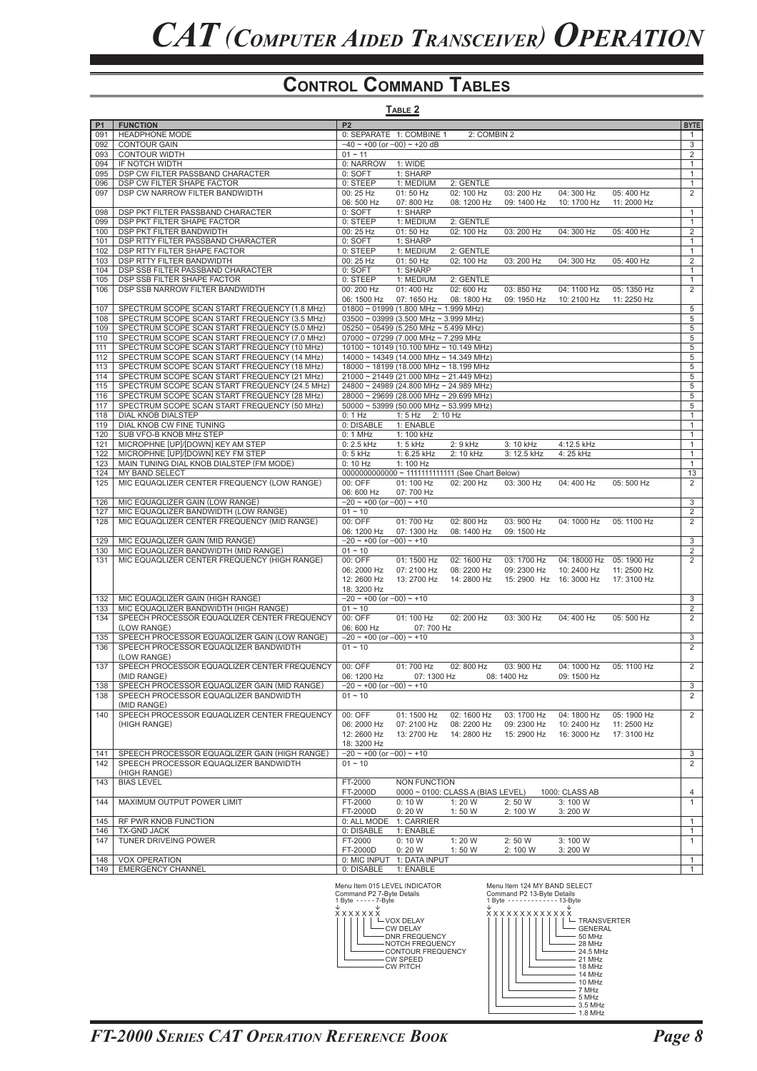# CAT (Computer Aided Transceiver) Operation

## Control Command Tables

**Table 2**

| P1 | FUNCTION | P2 | BYTE |
|---|---|---|---|
| 091 | HEADPHONE MODE | 0: SEPARATE 1: COMBINE 1 2: COMBIN 2 | 1 |
| 092 | CONTOUR GAIN | −40 ~ +00 (or −00) ~ +20 dB | 3 |
| 093 | CONTOUR WIDTH | 01 ~ 11 | 2 |
| 094 | IF NOTCH WIDTH | 0: NARROW 1: WIDE | 1 |
| 095 | DSP CW FILTER PASSBAND CHARACTER | 0: SOFT 1: SHARP | 1 |
| 096 | DSP CW FILTER SHAPE FACTOR | 0: STEEP 1: MEDIUM 2: GENTLE | 1 |
| 097 | DSP CW NARROW FILTER BANDWIDTH | 00: 25 Hz 01: 50 Hz 02: 100 Hz 03: 200 Hz 04: 300 Hz 05: 400 Hz<br>06: 500 Hz 07: 800 Hz 08: 1200 Hz 09: 1400 Hz 10: 1700 Hz 11: 2000 Hz | 2 |
| 098 | DSP PKT FILTER PASSBAND CHARACTER | 0: SOFT 1: SHARP | 1 |
| 099 | DSP PKT FILTER SHAPE FACTOR | 0: STEEP 1: MEDIUM 2: GENTLE | 1 |
| 100 | DSP PKT FILTER BANDWIDTH | 00: 25 Hz 01: 50 Hz 02: 100 Hz 03: 200 Hz 04: 300 Hz 05: 400 Hz | 2 |
| 101 | DSP RTTY FILTER PASSBAND CHARACTER | 0: SOFT 1: SHARP | 1 |
| 102 | DSP RTTY FILTER SHAPE FACTOR | 0: STEEP 1: MEDIUM 2: GENTLE | 1 |
| 103 | DSP RTTY FILTER BANDWIDTH | 00: 25 Hz 01: 50 Hz 02: 100 Hz 03: 200 Hz 04: 300 Hz 05: 400 Hz | 2 |
| 104 | DSP SSB FILTER PASSBAND CHARACTER | 0: SOFT 1: SHARP | 1 |
| 105 | DSP SSB FILTER SHAPE FACTOR | 0: STEEP 1: MEDIUM 2: GENTLE | 1 |
| 106 | DSP SSB NARROW FILTER BANDWIDTH | 00: 200 Hz 01: 400 Hz 02: 600 Hz 03: 850 Hz 04: 1100 Hz 05: 1350 Hz<br>06: 1500 Hz 07: 1650 Hz 08: 1800 Hz 09: 1950 Hz 10: 2100 Hz 11: 2250 Hz | 2 |
| 107 | SPECTRUM SCOPE SCAN START FREQUENCY (1.8 MHz) | 01800 ~ 01999 (1.800 MHz ~ 1.999 MHz) | 5 |
| 108 | SPECTRUM SCOPE SCAN START FREQUENCY (3.5 MHz) | 03500 ~ 03999 (3.500 MHz ~ 3.999 MHz) | 5 |
| 109 | SPECTRUM SCOPE SCAN START FREQUENCY (5.0 MHz) | 05250 ~ 05499 (5.250 MHz ~ 5.499 MHz) | 5 |
| 110 | SPECTRUM SCOPE SCAN START FREQUENCY (7.0 MHz) | 07000 ~ 07299 (7.000 MHz ~ 7.299 MHz | 5 |
| 111 | SPECTRUM SCOPE SCAN START FREQUENCY (10 MHz) | 10100 ~ 10149 (10.100 MHz ~ 10.149 MHz) | 5 |
| 112 | SPECTRUM SCOPE SCAN START FREQUENCY (14 MHz) | 14000 ~ 14349 (14.000 MHz ~ 14.349 MHz) | 5 |
| 113 | SPECTRUM SCOPE SCAN START FREQUENCY (18 MHz) | 18000 ~ 18199 (18.000 MHz ~ 18.199 MHz | 5 |
| 114 | SPECTRUM SCOPE SCAN START FREQUENCY (21 MHz) | 21000 ~ 21449 (21.000 MHz ~ 21.449 MHz) | 5 |
| 115 | SPECTRUM SCOPE SCAN START FREQUENCY (24.5 MHz) | 24800 ~ 24989 (24.800 MHz ~ 24.989 MHz) | 5 |
| 116 | SPECTRUM SCOPE SCAN START FREQUENCY (28 MHz) | 28000 ~ 29699 (28.000 MHz ~ 29.699 MHz) | 5 |
| 117 | SPECTRUM SCOPE SCAN START FREQUENCY (50 MHz) | 50000 ~ 53999 (50.000 MHz ~ 53.999 MHz) | 5 |
| 118 | DIAL KNOB DIALSTEP | 0: 1 Hz 1: 5 Hz 2: 10 Hz | 1 |
| 119 | DIAL KNOB CW FINE TUNING | 0: DISABLE 1: ENABLE | 1 |
| 120 | SUB VFO-B KNOB MHz STEP | 0: 1 MHz 1: 100 kHz | 1 |
| 121 | MICROPHNE [UP]/[DOWN] KEY AM STEP | 0: 2.5 kHz 1: 5 kHz 2: 9 kHz 3: 10 kHz 4:12.5 kHz | 1 |
| 122 | MICROPHNE [UP]/[DOWN] KEY FM STEP | 0: 5 kHz 1: 6.25 kHz 2: 10 kHz 3: 12.5 kHz 4: 25 kHz | 1 |
| 123 | MAIN TUNING DIAL KNOB DIALSTEP (FM MODE) | 0: 10 Hz 1: 100 Hz | 1 |
| 124 | MY BAND SELECT | 0000000000000 ~ 1111111111111 (See Chart Below) | 13 |
| 125 | MIC EQUAQLIZER CENTER FREQUENCY (LOW RANGE) | 00: OFF 01: 100 Hz 02: 200 Hz 03: 300 Hz 04: 400 Hz 05: 500 Hz<br>06: 600 Hz 07: 700 Hz | 2 |
| 126 | MIC EQUAQLIZER GAIN (LOW RANGE) | −20 ~ +00 (or −00) ~ +10 | 3 |
| 127 | MIC EQUAQLIZER BANDWIDTH (LOW RANGE) | 01 ~ 10 | 2 |
| 128 | MIC EQUAQLIZER CENTER FREQUENCY (MID RANGE) | 00: OFF 01: 700 Hz 02: 800 Hz 03: 900 Hz 04: 1000 Hz 05: 1100 Hz<br>06: 1200 Hz 07: 1300 Hz 08: 1400 Hz 09: 1500 Hz | 2 |
| 129 | MIC EQUAQLIZER GAIN (MID RANGE) | −20 ~ +00 (or −00) ~ +10 | 3 |
| 130 | MIC EQUAQLIZER BANDWIDTH (MID RANGE) | 01 ~ 10 | 2 |
| 131 | MIC EQUAQLIZER CENTER FREQUENCY (HIGH RANGE) | 00: OFF 01: 1500 Hz 02: 1600 Hz 03: 1700 Hz 04: 18000 Hz 05: 1900 Hz<br>06: 2000 Hz 07: 2100 Hz 08: 2200 Hz 09: 2300 Hz 10: 2400 Hz 11: 2500 Hz<br>12: 2600 Hz 13: 2700 Hz 14: 2800 Hz 15: 2900 Hz 16: 3000 Hz 17: 3100 Hz<br>18: 3200 Hz | 2 |
| 132 | MIC EQUAQLIZER GAIN (HIGH RANGE) | −20 ~ +00 (or −00) ~ +10 | 3 |
| 133 | MIC EQUAQLIZER BANDWIDTH (HIGH RANGE) | 01 ~ 10 | 2 |
| 134 | SPEECH PROCESSOR EQUAQLIZER CENTER FREQUENCY (LOW RANGE) | 00: OFF 01: 100 Hz 02: 200 Hz 03: 300 Hz 04: 400 Hz 05: 500 Hz<br>06: 600 Hz 07: 700 Hz | 2 |
| 135 | SPEECH PROCESSOR EQUAQLIZER GAIN (LOW RANGE) | −20 ~ +00 (or −00) ~ +10 | 3 |
| 136 | SPEECH PROCESSOR EQUAQLIZER BANDWIDTH (LOW RANGE) | 01 ~ 10 | 2 |
| 137 | SPEECH PROCESSOR EQUAQLIZER CENTER FREQUENCY (MID RANGE) | 00: OFF 01: 700 Hz 02: 800 Hz 03: 900 Hz 04: 1000 Hz 05: 1100 Hz<br>06: 1200 Hz 07: 1300 Hz 08: 1400 Hz 09: 1500 Hz | 2 |
| 138 | SPEECH PROCESSOR EQUAQLIZER GAIN (MID RANGE) | −20 ~ +00 (or −00) ~ +10 | 3 |
| 138 | SPEECH PROCESSOR EQUAQLIZER BANDWIDTH (MID RANGE) | 01 ~ 10 | 2 |
| 140 | SPEECH PROCESSOR EQUAQLIZER CENTER FREQUENCY (HIGH RANGE) | 00: OFF 01: 1500 Hz 02: 1600 Hz 03: 1700 Hz 04: 1800 Hz 05: 1900 Hz<br>06: 2000 Hz 07: 2100 Hz 08: 2200 Hz 09: 2300 Hz 10: 2400 Hz 11: 2500 Hz<br>12: 2600 Hz 13: 2700 Hz 14: 2800 Hz 15: 2900 Hz 16: 3000 Hz 17: 3100 Hz<br>18: 3200 Hz | 2 |
| 141 | SPEECH PROCESSOR EQUAQLIZER GAIN (HIGH RANGE) | −20 ~ +00 (or −00) ~ +10 | 3 |
| 142 | SPEECH PROCESSOR EQUAQLIZER BANDWIDTH (HIGH RANGE) | 01 ~ 10 | 2 |
| 143 | BIAS LEVEL | FT-2000 NON FUNCTION<br>FT-2000D 0000 ~ 0100: CLASS A (BIAS LEVEL) 1000: CLASS AB | 4 |
| 144 | MAXIMUM OUTPUT POWER LIMIT | FT-2000 0: 10 W 1: 20 W 2: 50 W 3: 100 W<br>FT-2000D 0: 20 W 1: 50 W 2: 100 W 3: 200 W | 1 |
| 145 | RF PWR KNOB FUNCTION | 0: ALL MODE 1: CARRIER | 1 |
| 146 | TX-GND JACK | 0: DISABLE 1: ENABLE | 1 |
| 147 | TUNER DRIVEING POWER | FT-2000 0: 10 W 1: 20 W 2: 50 W 3: 100 W<br>FT-2000D 0: 20 W 1: 50 W 2: 100 W 3: 200 W | 1 |
| 148 | VOX OPERATION | 0: MIC INPUT 1: DATA INPUT | 1 |
| 149 | EMERGENCY CHANNEL | 0: DISABLE 1: ENABLE | 1 |

Menu Item 015 LEVEL INDICATOR
Command P2 7-Byte Details
1 Byte ----- 7-Byte

X X X X X X X (from 1st byte to 7th byte):
- CW PITCH
- CW SPEED
- CONTOUR FREQUENCY
- NOTCH FREQUENCY
- DNR FREQUENCY
- CW DELAY
- VOX DELAY

Menu Item 124 MY BAND SELECT
Command P2 13-Byte Details
1 Byte ------------- 13-Byte

X X X X X X X X X X X X X (from 1st byte to 13th byte):
- 1.8 MHz
- 3.5 MHz
- 5 MHz
- 7 MHz
- 10 MHz
- 14 MHz
- 18 MHz
- 21 MHz
- 24.5 MHz
- 28 MHz
- 50 MHz
- GENERAL
- TRANSVERTER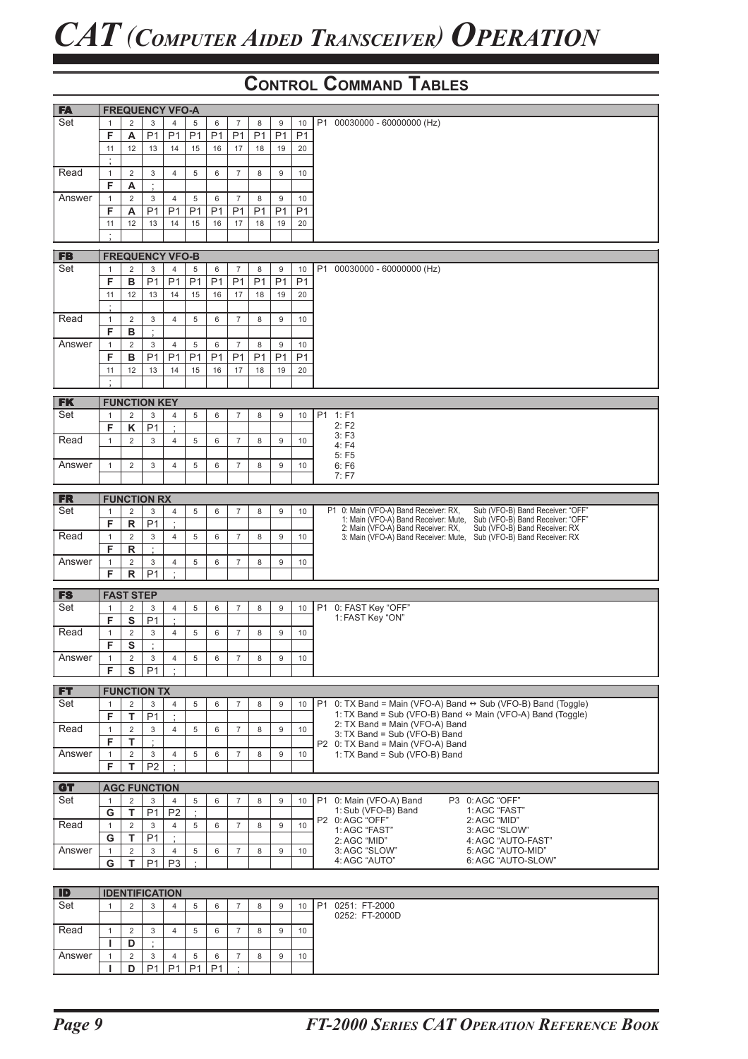# CAT (Computer Aided Transceiver) Operation

## Control Command Tables

### FA — FREQUENCY VFO-A

| | 1 | 2 | 3 | 4 | 5 | 6 | 7 | 8 | 9 | 10 | |
|---|---|---|---|---|---|---|---|---|---|---|---|
| Set | F | A | P1 | P1 | P1 | P1 | P1 | P1 | P1 | P1 | P1 00030000 - 60000000 (Hz) |
| | 11 | 12 | 13 | 14 | 15 | 16 | 17 | 18 | 19 | 20 | |
| | ; | | | | | | | | | | |
| Read | F | A | ; | | | | | | | | |
| Answer | F | A | P1 | P1 | P1 | P1 | P1 | P1 | P1 | P1 | |
| | 11 | 12 | 13 | 14 | 15 | 16 | 17 | 18 | 19 | 20 | |
| | ; | | | | | | | | | | |

### FB — FREQUENCY VFO-B

| | 1 | 2 | 3 | 4 | 5 | 6 | 7 | 8 | 9 | 10 | |
|---|---|---|---|---|---|---|---|---|---|---|---|
| Set | F | B | P1 | P1 | P1 | P1 | P1 | P1 | P1 | P1 | P1 00030000 - 60000000 (Hz) |
| | 11 | 12 | 13 | 14 | 15 | 16 | 17 | 18 | 19 | 20 | |
| | ; | | | | | | | | | | |
| Read | F | B | ; | | | | | | | | |
| Answer | F | B | P1 | P1 | P1 | P1 | P1 | P1 | P1 | P1 | |
| | 11 | 12 | 13 | 14 | 15 | 16 | 17 | 18 | 19 | 20 | |
| | ; | | | | | | | | | | |

### FK — FUNCTION KEY

| | 1 | 2 | 3 | 4 | 5 | 6 | 7 | 8 | 9 | 10 | |
|---|---|---|---|---|---|---|---|---|---|---|---|
| Set | F | K | P1 | ; | | | | | | | P1 1: F1<br>2: F2<br>3: F3<br>4: F4<br>5: F5<br>6: F6<br>7: F7 |
| Read | | | | | | | | | | | |
| Answer | | | | | | | | | | | |

### FR — FUNCTION RX

| | 1 | 2 | 3 | 4 | 5 | 6 | 7 | 8 | 9 | 10 | |
|---|---|---|---|---|---|---|---|---|---|---|---|
| Set | F | R | P1 | ; | | | | | | | P1 0: Main (VFO-A) Band Receiver: RX, Sub (VFO-B) Band Receiver: "OFF"<br>1: Main (VFO-A) Band Receiver: Mute, Sub (VFO-B) Band Receiver: "OFF"<br>2: Main (VFO-A) Band Receiver: RX, Sub (VFO-B) Band Receiver: RX<br>3: Main (VFO-A) Band Receiver: Mute, Sub (VFO-B) Band Receiver: RX |
| Read | F | R | ; | | | | | | | | |
| Answer | F | R | P1 | ; | | | | | | | |

### FS — FAST STEP

| | 1 | 2 | 3 | 4 | 5 | 6 | 7 | 8 | 9 | 10 | |
|---|---|---|---|---|---|---|---|---|---|---|---|
| Set | F | S | P1 | ; | | | | | | | P1 0: FAST Key "OFF"<br>1: FAST Key "ON" |
| Read | F | S | ; | | | | | | | | |
| Answer | F | S | P1 | ; | | | | | | | |

### FT — FUNCTION TX

| | 1 | 2 | 3 | 4 | 5 | 6 | 7 | 8 | 9 | 10 | |
|---|---|---|---|---|---|---|---|---|---|---|---|
| Set | F | T | P1 | ; | | | | | | | P1 0: TX Band = Main (VFO-A) Band ⇔ Sub (VFO-B) Band (Toggle)<br>1: TX Band = Sub (VFO-B) Band ⇔ Main (VFO-A) Band (Toggle)<br>2: TX Band = Main (VFO-A) Band<br>3: TX Band = Sub (VFO-B) Band<br>P2 0: TX Band = Main (VFO-A) Band<br>1: TX Band = Sub (VFO-B) Band |
| Read | F | T | ; | | | | | | | | |
| Answer | F | T | P2 | ; | | | | | | | |

### GT — AGC FUNCTION

| | 1 | 2 | 3 | 4 | 5 | 6 | 7 | 8 | 9 | 10 | |
|---|---|---|---|---|---|---|---|---|---|---|---|
| Set | G | T | P1 | P2 | ; | | | | | | P1 0: Main (VFO-A) Band<br>1: Sub (VFO-B) Band<br>P2 0: AGC "OFF"<br>1: AGC "FAST"<br>2: AGC "MID"<br>3: AGC "SLOW"<br>4: AGC "AUTO"<br>P3 0: AGC "OFF"<br>1: AGC "FAST"<br>2: AGC "MID"<br>3: AGC "SLOW"<br>4: AGC "AUTO-FAST"<br>5: AGC "AUTO-MID"<br>6: AGC "AUTO-SLOW" |
| Read | G | T | P1 | ; | | | | | | | |
| Answer | G | T | P1 | P3 | ; | | | | | | |

### ID — IDENTIFICATION

| | 1 | 2 | 3 | 4 | 5 | 6 | 7 | 8 | 9 | 10 | |
|---|---|---|---|---|---|---|---|---|---|---|---|
| Set | | | | | | | | | | | P1 0251: FT-2000<br>0252: FT-2000D |
| Read | I | D | ; | | | | | | | | |
| Answer | I | D | P1 | P1 | P1 | P1 | ; | | | | |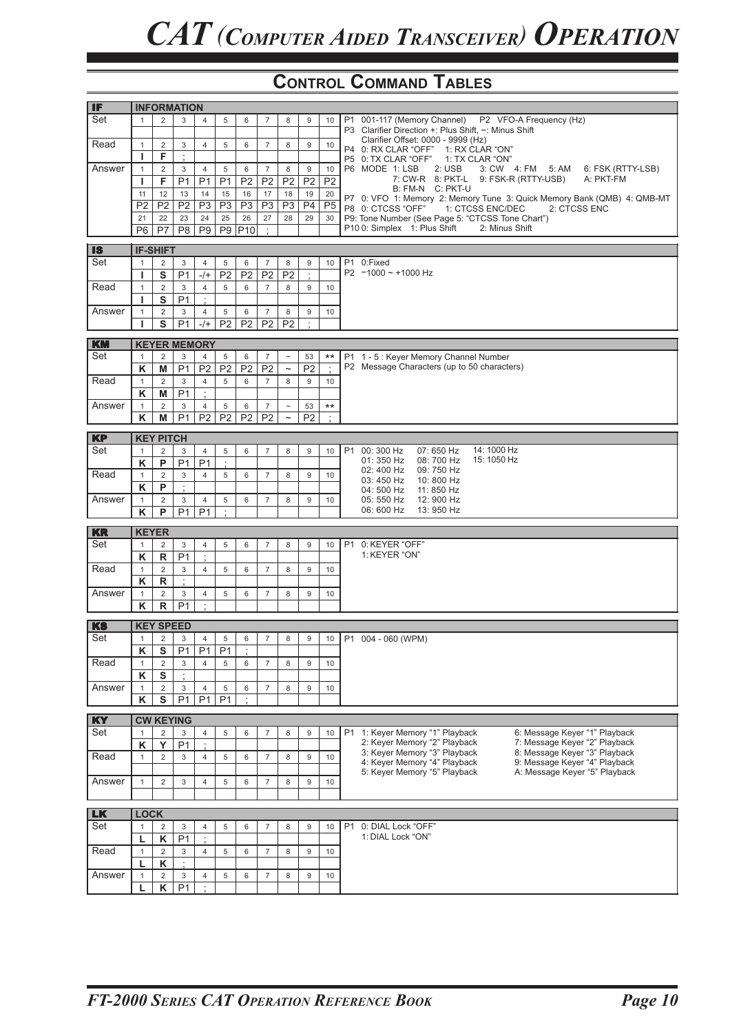# CAT (Computer Aided Transceiver) Operation

## Control Command Tables

### IF — INFORMATION

| | 1 | 2 | 3 | 4 | 5 | 6 | 7 | 8 | 9 | 10 |
|---|---|---|---|---|---|---|---|---|---|---|
| Set | | | | | | | | | | |
| Read | I | F | ; | | | | | | | |
| Answer | I | F | P1 | P1 | P1 | P2 | P2 | P2 | P2 | P2 |
| | 11 | 12 | 13 | 14 | 15 | 16 | 17 | 18 | 19 | 20 |
| | P2 | P2 | P2 | P3 | P3 | P3 | P3 | P3 | P4 | P5 |
| | 21 | 22 | 23 | 24 | 25 | 26 | 27 | 28 | 29 | 30 |
| | P6 | P7 | P8 | P9 | P9 | P10 | ; | | | |

P1 001-117 (Memory Channel)  P2 VFO-A Frequency (Hz)
P3 Clarifier Direction +: Plus Shift, −: Minus Shift
Clarifier Offset: 0000 - 9999 (Hz)
P4 0: RX CLAR "OFF"  1: RX CLAR "ON"
P5 0: TX CLAR "OFF"  1: TX CLAR "ON"
P6 MODE 1: LSB  2: USB  3: CW  4: FM  5: AM  6: FSK (RTTY-LSB)  7: CW-R  8: PKT-L  9: FSK-R (RTTY-USB)  A: PKT-FM  B: FM-N  C: PKT-U
P7 0: VFO 1: Memory 2: Memory Tune 3: Quick Memory Bank (QMB) 4: QMB-MT
P8 0: CTCSS "OFF"  1: CTCSS ENC/DEC  2: CTCSS ENC
P9: Tone Number (See Page 5: "CTCSS Tone Chart")
P10 0: Simplex  1: Plus Shift  2: Minus Shift

### IS — IF-SHIFT

| | 1 | 2 | 3 | 4 | 5 | 6 | 7 | 8 | 9 | 10 |
|---|---|---|---|---|---|---|---|---|---|---|
| Set | I | S | P1 | -/+ | P2 | P2 | P2 | P2 | ; | |
| Read | I | S | P1 | ; | | | | | | |
| Answer | I | S | P1 | -/+ | P2 | P2 | P2 | P2 | ; | |

P1 0:Fixed
P2 −1000 ~ +1000 Hz

### KM — KEYER MEMORY

| | 1 | 2 | 3 | 4 | 5 | 6 | 7 | ~ | 53 | ** |
|---|---|---|---|---|---|---|---|---|---|---|
| Set | K | M | P1 | P2 | P2 | P2 | P2 | ~ | P2 | ; |
| Read | K | M | P1 | ; | | | | | | |
| Answer | K | M | P1 | P2 | P2 | P2 | P2 | ~ | P2 | ; |

P1 1 - 5 : Keyer Memory Channel Number
P2 Message Characters (up to 50 characters)

### KP — KEY PITCH

| | 1 | 2 | 3 | 4 | 5 | 6 | 7 | 8 | 9 | 10 |
|---|---|---|---|---|---|---|---|---|---|---|
| Set | K | P | P1 | P1 | ; | | | | | |
| Read | K | P | ; | | | | | | | |
| Answer | K | P | P1 | P1 | ; | | | | | |

P1 00: 300 Hz, 01: 350 Hz, 02: 400 Hz, 03: 450 Hz, 04: 500 Hz, 05: 550 Hz, 06: 600 Hz, 07: 650 Hz, 08: 700 Hz, 09: 750 Hz, 10: 800 Hz, 11: 850 Hz, 12: 900 Hz, 13: 950 Hz, 14: 1000 Hz, 15: 1050 Hz

### KR — KEYER

| | 1 | 2 | 3 | 4 | 5 | 6 | 7 | 8 | 9 | 10 |
|---|---|---|---|---|---|---|---|---|---|---|
| Set | K | R | P1 | ; | | | | | | |
| Read | K | R | ; | | | | | | | |
| Answer | K | R | P1 | ; | | | | | | |

P1 0: KEYER "OFF"
1: KEYER "ON"

### KS — KEY SPEED

| | 1 | 2 | 3 | 4 | 5 | 6 | 7 | 8 | 9 | 10 |
|---|---|---|---|---|---|---|---|---|---|---|
| Set | K | S | P1 | P1 | P1 | ; | | | | |
| Read | K | S | ; | | | | | | | |
| Answer | K | S | P1 | P1 | P1 | ; | | | | |

P1 004 - 060 (WPM)

### KY — CW KEYING

| | 1 | 2 | 3 | 4 | 5 | 6 | 7 | 8 | 9 | 10 |
|---|---|---|---|---|---|---|---|---|---|---|
| Set | K | Y | P1 | ; | | | | | | |
| Read | | | | | | | | | | |
| Answer | | | | | | | | | | |

P1 1: Keyer Memory "1" Playback, 2: Keyer Memory "2" Playback, 3: Keyer Memory "3" Playback, 4: Keyer Memory "4" Playback, 5: Keyer Memory "5" Playback, 6: Message Keyer "1" Playback, 7: Message Keyer "2" Playback, 8: Message Keyer "3" Playback, 9: Message Keyer "4" Playback, A: Message Keyer "5" Playback

### LK — LOCK

| | 1 | 2 | 3 | 4 | 5 | 6 | 7 | 8 | 9 | 10 |
|---|---|---|---|---|---|---|---|---|---|---|
| Set | L | K | P1 | ; | | | | | | |
| Read | L | K | ; | | | | | | | |
| Answer | L | K | P1 | ; | | | | | | |

P1 0: DIAL Lock "OFF"
1: DIAL Lock "ON"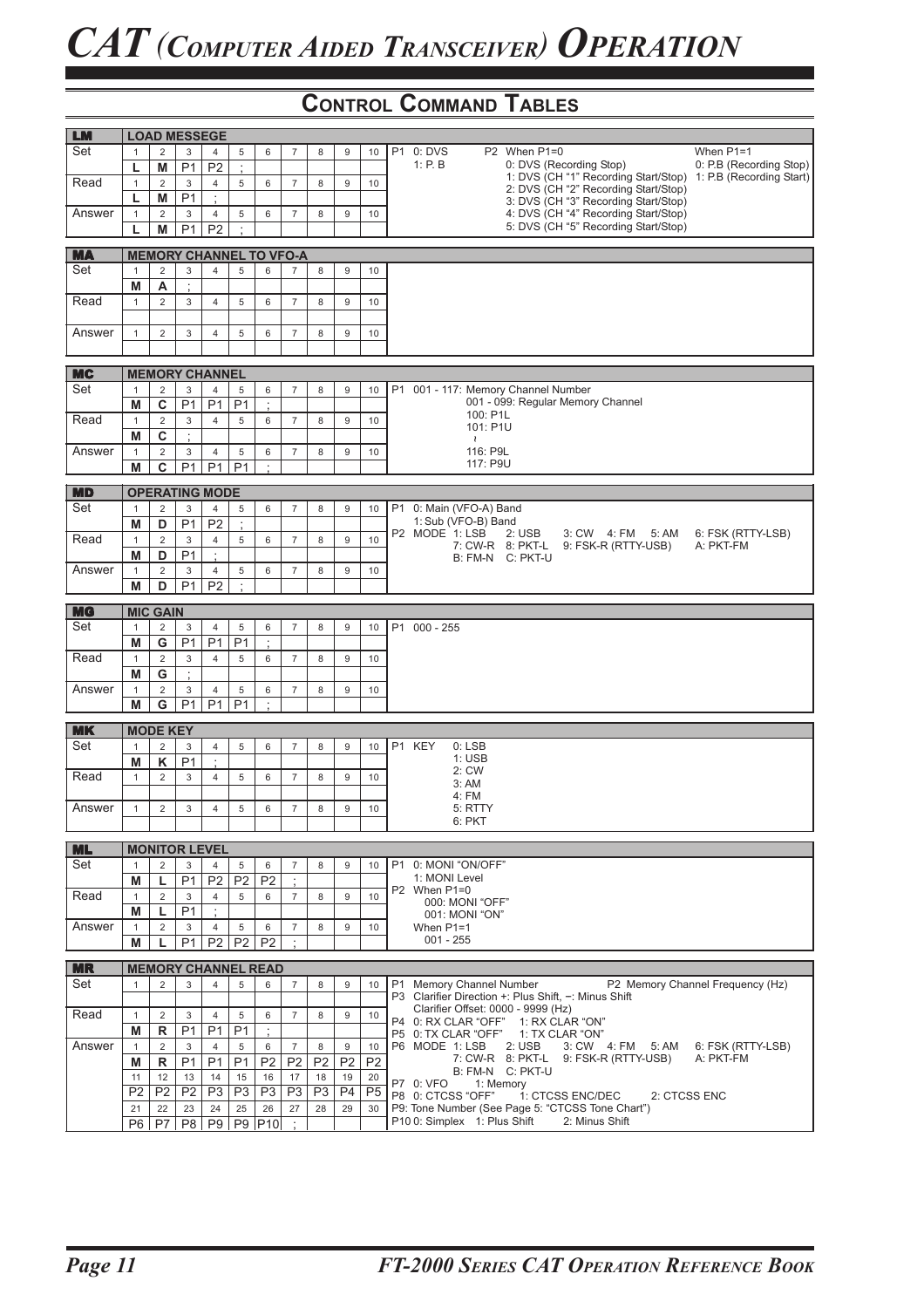# CAT (Computer Aided Transceiver) Operation

## Control Command Tables

### LM — LOAD MESSEGE

| | 1 | 2 | 3 | 4 | 5 | 6 | 7 | 8 | 9 | 10 |
|---|---|---|---|---|---|---|---|---|---|---|
| Set | L | M | P1 | P2 | ; | | | | | |
| Read | L | M | P1 | ; | | | | | | |
| Answer | L | M | P1 | P2 | ; | | | | | |

P1 0: DVS
1: P. B

P2 When P1=0
0: DVS (Recording Stop)
1: DVS (CH "1" Recording Start/Stop)
2: DVS (CH "2" Recording Start/Stop)
3: DVS (CH "3" Recording Start/Stop)
4: DVS (CH "4" Recording Start/Stop)
5: DVS (CH "5" Recording Start/Stop)

When P1=1
0: P.B (Recording Stop)
1: P.B (Recording Start)

### MA — MEMORY CHANNEL TO VFO-A

| | 1 | 2 | 3 | 4 | 5 | 6 | 7 | 8 | 9 | 10 |
|---|---|---|---|---|---|---|---|---|---|---|
| Set | M | A | ; | | | | | | | |
| Read | | | | | | | | | | |
| Answer | | | | | | | | | | |

### MC — MEMORY CHANNEL

| | 1 | 2 | 3 | 4 | 5 | 6 | 7 | 8 | 9 | 10 |
|---|---|---|---|---|---|---|---|---|---|---|
| Set | M | C | P1 | P1 | P1 | ; | | | | |
| Read | M | C | ; | | | | | | | |
| Answer | M | C | P1 | P1 | P1 | ; | | | | |

P1 001 - 117: Memory Channel Number
001 - 099: Regular Memory Channel
100: P1L
101: P1U
|
116: P9L
117: P9U

### MD — OPERATING MODE

| | 1 | 2 | 3 | 4 | 5 | 6 | 7 | 8 | 9 | 10 |
|---|---|---|---|---|---|---|---|---|---|---|
| Set | M | D | P1 | P2 | ; | | | | | |
| Read | M | D | P1 | ; | | | | | | |
| Answer | M | D | P1 | P2 | ; | | | | | |

P1 0: Main (VFO-A) Band
1: Sub (VFO-B) Band

P2 MODE 1: LSB 2: USB 3: CW 4: FM 5: AM 6: FSK (RTTY-LSB) 7: CW-R 8: PKT-L 9: FSK-R (RTTY-USB) A: PKT-FM B: FM-N C: PKT-U

### MG — MIC GAIN

| | 1 | 2 | 3 | 4 | 5 | 6 | 7 | 8 | 9 | 10 |
|---|---|---|---|---|---|---|---|---|---|---|
| Set | M | G | P1 | P1 | P1 | ; | | | | |
| Read | M | G | ; | | | | | | | |
| Answer | M | G | P1 | P1 | P1 | ; | | | | |

P1 000 - 255

### MK — MODE KEY

| | 1 | 2 | 3 | 4 | 5 | 6 | 7 | 8 | 9 | 10 |
|---|---|---|---|---|---|---|---|---|---|---|
| Set | M | K | P1 | ; | | | | | | |
| Read | | | | | | | | | | |
| Answer | | | | | | | | | | |

P1 KEY 0: LSB
1: USB
2: CW
3: AM
4: FM
5: RTTY
6: PKT

### ML — MONITOR LEVEL

| | 1 | 2 | 3 | 4 | 5 | 6 | 7 | 8 | 9 | 10 |
|---|---|---|---|---|---|---|---|---|---|---|
| Set | M | L | P1 | P2 | P2 | P2 | ; | | | |
| Read | M | L | P1 | ; | | | | | | |
| Answer | M | L | P1 | P2 | P2 | P2 | ; | | | |

P1 0: MONI "ON/OFF"
1: MONI Level

P2 When P1=0
000: MONI "OFF"
001: MONI "ON"
When P1=1
001 - 255

### MR — MEMORY CHANNEL READ

| | 1 | 2 | 3 | 4 | 5 | 6 | 7 | 8 | 9 | 10 |
|---|---|---|---|---|---|---|---|---|---|---|
| Set | | | | | | | | | | |
| Read | M | R | P1 | P1 | P1 | ; | | | | |
| Answer | M | R | P1 | P1 | P1 | P2 | P2 | P2 | P2 | P2 |
| | 11 | 12 | 13 | 14 | 15 | 16 | 17 | 18 | 19 | 20 |
| | P2 | P2 | P2 | P3 | P3 | P3 | P3 | P3 | P4 | P5 |
| | 21 | 22 | 23 | 24 | 25 | 26 | 27 | 28 | 29 | 30 |
| | P6 | P7 | P8 | P9 | P9 | P10 | ; | | | |

P1 Memory Channel Number
P2 Memory Channel Frequency (Hz)
P3 Clarifier Direction +: Plus Shift, −: Minus Shift
Clarifier Offset: 0000 - 9999 (Hz)
P4 0: RX CLAR "OFF" 1: RX CLAR "ON"
P5 0: TX CLAR "OFF" 1: TX CLAR "ON"
P6 MODE 1: LSB 2: USB 3: CW 4: FM 5: AM 6: FSK (RTTY-LSB) 7: CW-R 8: PKT-L 9: FSK-R (RTTY-USB) A: PKT-FM B: FM-N C: PKT-U
P7 0: VFO 1: Memory
P8 0: CTCSS "OFF" 1: CTCSS ENC/DEC 2: CTCSS ENC
P9: Tone Number (See Page 5: "CTCSS Tone Chart")
P10 0: Simplex 1: Plus Shift 2: Minus Shift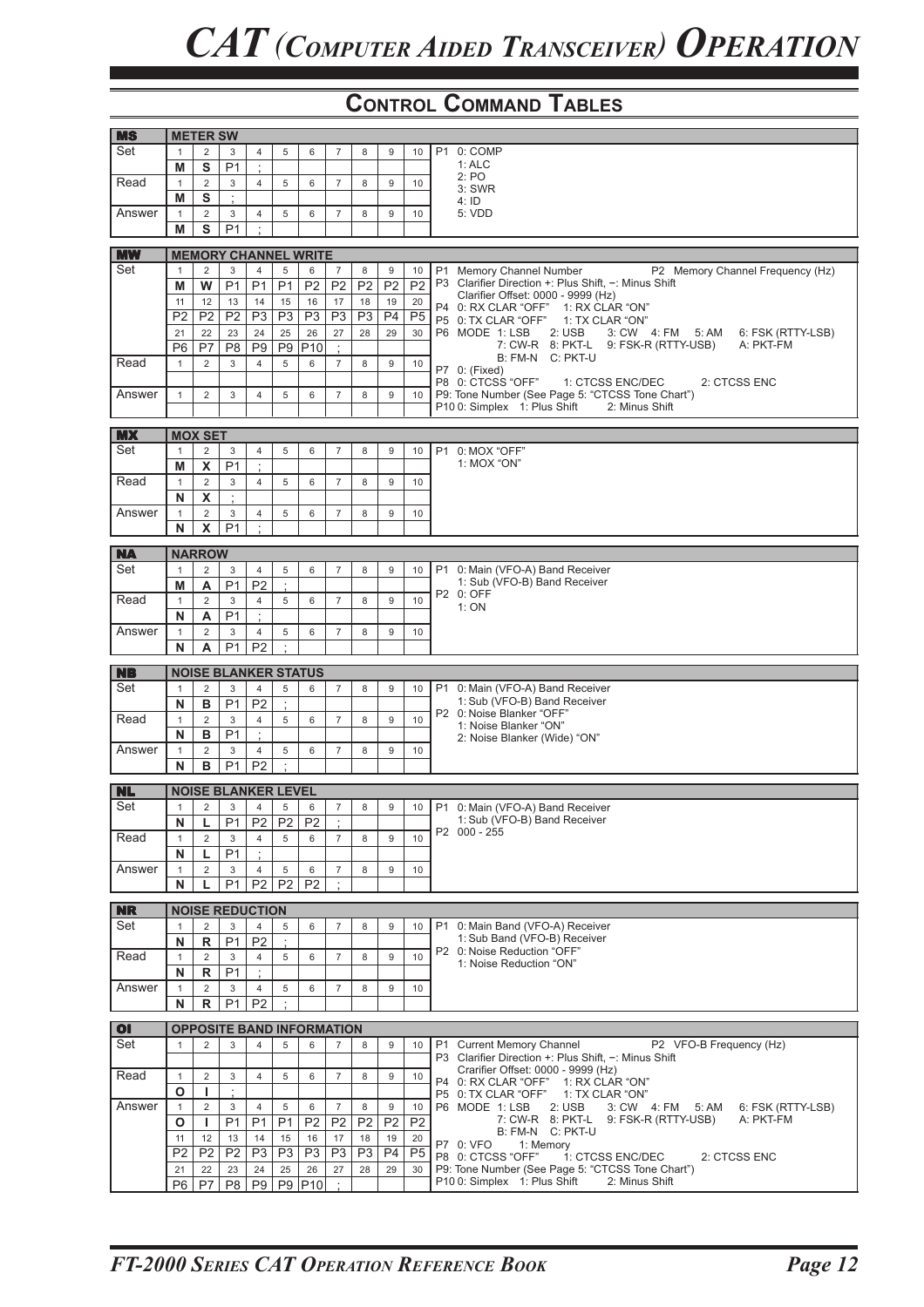# CAT (Computer Aided Transceiver) Operation

## Control Command Tables

### MS — METER SW

| | 1 | 2 | 3 | 4 | 5 | 6 | 7 | 8 | 9 | 10 |
|---|---|---|---|---|---|---|---|---|---|---|
| Set | M | S | P1 | ; | | | | | | |
| Read | M | S | ; | | | | | | | |
| Answer | M | S | P1 | ; | | | | | | |

P1 0: COMP
1: ALC
2: PO
3: SWR
4: ID
5: VDD

### MW — MEMORY CHANNEL WRITE

| | 1 | 2 | 3 | 4 | 5 | 6 | 7 | 8 | 9 | 10 |
|---|---|---|---|---|---|---|---|---|---|---|
| Set | M | W | P1 | P1 | P1 | P2 | P2 | P2 | P2 | P2 |
| | 11 | 12 | 13 | 14 | 15 | 16 | 17 | 18 | 19 | 20 |
| | P2 | P2 | P2 | P3 | P3 | P3 | P3 | P3 | P4 | P5 |
| | 21 | 22 | 23 | 24 | 25 | 26 | 27 | 28 | 29 | 30 |
| | P6 | P7 | P8 | P9 | P9 | P10 | ; | | | |
| Read | 1 | 2 | 3 | 4 | 5 | 6 | 7 | 8 | 9 | 10 |
| | | | | | | | | | | |
| Answer | 1 | 2 | 3 | 4 | 5 | 6 | 7 | 8 | 9 | 10 |
| | | | | | | | | | | |

P1 Memory Channel Number
P2 Memory Channel Frequency (Hz)
P3 Clarifier Direction +: Plus Shift, –: Minus Shift
Clarifier Offset: 0000 - 9999 (Hz)
P4 0: RX CLAR "OFF" 1: RX CLAR "ON"
P5 0: TX CLAR "OFF" 1: TX CLAR "ON"
P6 MODE 1: LSB 2: USB 3: CW 4: FM 5: AM 6: FSK (RTTY-LSB)
7: CW-R 8: PKT-L 9: FSK-R (RTTY-USB) A: PKT-FM
B: FM-N C: PKT-U
P7 0: (Fixed)
P8 0: CTCSS "OFF" 1: CTCSS ENC/DEC 2: CTCSS ENC
P9: Tone Number (See Page 5: "CTCSS Tone Chart")
P10 0: Simplex 1: Plus Shift 2: Minus Shift

### MX — MOX SET

| | 1 | 2 | 3 | 4 | 5 | 6 | 7 | 8 | 9 | 10 |
|---|---|---|---|---|---|---|---|---|---|---|
| Set | M | X | P1 | ; | | | | | | |
| Read | N | X | ; | | | | | | | |
| Answer | N | X | P1 | ; | | | | | | |

P1 0: MOX "OFF"
1: MOX "ON"

### NA — NARROW

| | 1 | 2 | 3 | 4 | 5 | 6 | 7 | 8 | 9 | 10 |
|---|---|---|---|---|---|---|---|---|---|---|
| Set | M | A | P1 | P2 | ; | | | | | |
| Read | N | A | P1 | ; | | | | | | |
| Answer | N | A | P1 | P2 | ; | | | | | |

P1 0: Main (VFO-A) Band Receiver
1: Sub (VFO-B) Band Receiver
P2 0: OFF
1: ON

### NB — NOISE BLANKER STATUS

| | 1 | 2 | 3 | 4 | 5 | 6 | 7 | 8 | 9 | 10 |
|---|---|---|---|---|---|---|---|---|---|---|
| Set | N | B | P1 | P2 | ; | | | | | |
| Read | N | B | P1 | ; | | | | | | |
| Answer | N | B | P1 | P2 | ; | | | | | |

P1 0: Main (VFO-A) Band Receiver
1: Sub (VFO-B) Band Receiver
P2 0: Noise Blanker "OFF"
1: Noise Blanker "ON"
2: Noise Blanker (Wide) "ON"

### NL — NOISE BLANKER LEVEL

| | 1 | 2 | 3 | 4 | 5 | 6 | 7 | 8 | 9 | 10 |
|---|---|---|---|---|---|---|---|---|---|---|
| Set | N | L | P1 | P2 | P2 | P2 | ; | | | |
| Read | N | L | P1 | ; | | | | | | |
| Answer | N | L | P1 | P2 | P2 | P2 | ; | | | |

P1 0: Main (VFO-A) Band Receiver
1: Sub (VFO-B) Band Receiver
P2 000 - 255

### NR — NOISE REDUCTION

| | 1 | 2 | 3 | 4 | 5 | 6 | 7 | 8 | 9 | 10 |
|---|---|---|---|---|---|---|---|---|---|---|
| Set | N | R | P1 | P2 | ; | | | | | |
| Read | N | R | P1 | ; | | | | | | |
| Answer | N | R | P1 | P2 | ; | | | | | |

P1 0: Main Band (VFO-A) Receiver
1: Sub Band (VFO-B) Receiver
P2 0: Noise Reduction "OFF"
1: Noise Reduction "ON"

### OI — OPPOSITE BAND INFORMATION

| | 1 | 2 | 3 | 4 | 5 | 6 | 7 | 8 | 9 | 10 |
|---|---|---|---|---|---|---|---|---|---|---|
| Set | | | | | | | | | | |
| Read | O | I | ; | | | | | | | |
| Answer | O | I | P1 | P1 | P1 | P2 | P2 | P2 | P2 | P2 |
| | 11 | 12 | 13 | 14 | 15 | 16 | 17 | 18 | 19 | 20 |
| | P2 | P2 | P2 | P3 | P3 | P3 | P3 | P3 | P4 | P5 |
| | 21 | 22 | 23 | 24 | 25 | 26 | 27 | 28 | 29 | 30 |
| | P6 | P7 | P8 | P9 | P9 | P10 | ; | | | |

P1 Current Memory Channel
P2 VFO-B Frequency (Hz)
P3 Clarifier Direction +: Plus Shift, –: Minus Shift
Crarifier Offset: 0000 - 9999 (Hz)
P4 0: RX CLAR "OFF" 1: RX CLAR "ON"
P5 0: TX CLAR "OFF" 1: TX CLAR "ON"
P6 MODE 1: LSB 2: USB 3: CW 4: FM 5: AM 6: FSK (RTTY-LSB)
7: CW-R 8: PKT-L 9: FSK-R (RTTY-USB) A: PKT-FM
B: FM-N C: PKT-U
P7 0: VFO 1: Memory
P8 0: CTCSS "OFF" 1: CTCSS ENC/DEC 2: CTCSS ENC
P9: Tone Number (See Page 5: "CTCSS Tone Chart")
P10 0: Simplex 1: Plus Shift 2: Minus Shift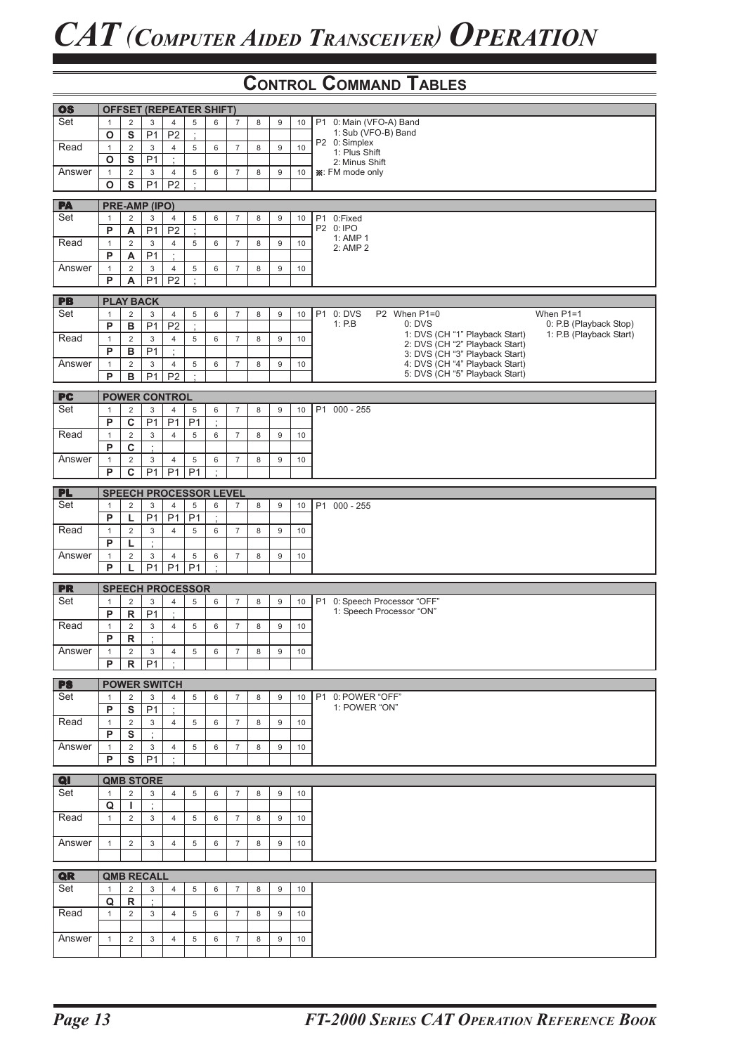# CAT (Computer Aided Transceiver) Operation

## Control Command Tables

### OS — OFFSET (REPEATER SHIFT)

| | 1 | 2 | 3 | 4 | 5 | 6 | 7 | 8 | 9 | 10 |
|---|---|---|---|---|---|---|---|---|---|---|
| Set | O | S | P1 | P2 | ; | | | | | |
| Read | O | S | P1 | ; | | | | | | |
| Answer | O | S | P1 | P2 | ; | | | | | |

P1 0: Main (VFO-A) Band
1: Sub (VFO-B) Band
P2 0: Simplex
1: Plus Shift
2: Minus Shift
※: FM mode only

### PA — PRE-AMP (IPO)

| | 1 | 2 | 3 | 4 | 5 | 6 | 7 | 8 | 9 | 10 |
|---|---|---|---|---|---|---|---|---|---|---|
| Set | P | A | P1 | P2 | ; | | | | | |
| Read | P | A | P1 | ; | | | | | | |
| Answer | P | A | P1 | P2 | ; | | | | | |

P1 0:Fixed
P2 0: IPO
1: AMP 1
2: AMP 2

### PB — PLAY BACK

| | 1 | 2 | 3 | 4 | 5 | 6 | 7 | 8 | 9 | 10 |
|---|---|---|---|---|---|---|---|---|---|---|
| Set | P | B | P1 | P2 | ; | | | | | |
| Read | P | B | P1 | ; | | | | | | |
| Answer | P | B | P1 | P2 | ; | | | | | |

P1 0: DVS
1: P.B

P2 When P1=0
0: DVS
1: DVS (CH "1" Playback Start)
2: DVS (CH "2" Playback Start)
3: DVS (CH "3" Playback Start)
4: DVS (CH "4" Playback Start)
5: DVS (CH "5" Playback Start)

When P1=1
0: P.B (Playback Stop)
1: P.B (Playback Start)

### PC — POWER CONTROL

| | 1 | 2 | 3 | 4 | 5 | 6 | 7 | 8 | 9 | 10 |
|---|---|---|---|---|---|---|---|---|---|---|
| Set | P | C | P1 | P1 | P1 | ; | | | | |
| Read | P | C | ; | | | | | | | |
| Answer | P | C | P1 | P1 | P1 | ; | | | | |

P1 000 - 255

### PL — SPEECH PROCESSOR LEVEL

| | 1 | 2 | 3 | 4 | 5 | 6 | 7 | 8 | 9 | 10 |
|---|---|---|---|---|---|---|---|---|---|---|
| Set | P | L | P1 | P1 | P1 | ; | | | | |
| Read | P | L | ; | | | | | | | |
| Answer | P | L | P1 | P1 | P1 | ; | | | | |

P1 000 - 255

### PR — SPEECH PROCESSOR

| | 1 | 2 | 3 | 4 | 5 | 6 | 7 | 8 | 9 | 10 |
|---|---|---|---|---|---|---|---|---|---|---|
| Set | P | R | P1 | ; | | | | | | |
| Read | P | R | ; | | | | | | | |
| Answer | P | R | P1 | ; | | | | | | |

P1 0: Speech Processor "OFF"
1: Speech Processor "ON"

### PS — POWER SWITCH

| | 1 | 2 | 3 | 4 | 5 | 6 | 7 | 8 | 9 | 10 |
|---|---|---|---|---|---|---|---|---|---|---|
| Set | P | S | P1 | ; | | | | | | |
| Read | P | S | ; | | | | | | | |
| Answer | P | S | P1 | ; | | | | | | |

P1 0: POWER "OFF"
1: POWER "ON"

### QI — QMB STORE

| | 1 | 2 | 3 | 4 | 5 | 6 | 7 | 8 | 9 | 10 |
|---|---|---|---|---|---|---|---|---|---|---|
| Set | Q | I | ; | | | | | | | |
| Read | | | | | | | | | | |
| Answer | | | | | | | | | | |

### QR — QMB RECALL

| | 1 | 2 | 3 | 4 | 5 | 6 | 7 | 8 | 9 | 10 |
|---|---|---|---|---|---|---|---|---|---|---|
| Set | Q | R | ; | | | | | | | |
| Read | | | | | | | | | | |
| Answer | | | | | | | | | | |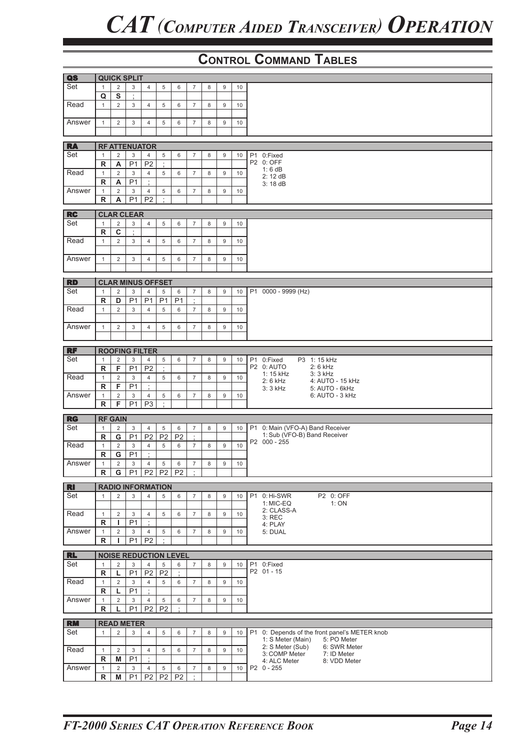# CAT (Computer Aided Transceiver) Operation

## Control Command Tables

### QS — QUICK SPLIT

| | 1 | 2 | 3 | 4 | 5 | 6 | 7 | 8 | 9 | 10 |
|---|---|---|---|---|---|---|---|---|---|---|
| Set | Q | S | ; | | | | | | | |
| Read | | | | | | | | | | |
| Answer | | | | | | | | | | |

### RA — RF ATTENUATOR

| | 1 | 2 | 3 | 4 | 5 | 6 | 7 | 8 | 9 | 10 |
|---|---|---|---|---|---|---|---|---|---|---|
| Set | R | A | P1 | P2 | ; | | | | | |
| Read | R | A | P1 | ; | | | | | | |
| Answer | R | A | P1 | P2 | ; | | | | | |

P1 0:Fixed
P2 0: OFF
1: 6 dB
2: 12 dB
3: 18 dB

### RC — CLAR CLEAR

| | 1 | 2 | 3 | 4 | 5 | 6 | 7 | 8 | 9 | 10 |
|---|---|---|---|---|---|---|---|---|---|---|
| Set | R | C | ; | | | | | | | |
| Read | | | | | | | | | | |
| Answer | | | | | | | | | | |

### RD — CLAR MINUS OFFSET

| | 1 | 2 | 3 | 4 | 5 | 6 | 7 | 8 | 9 | 10 |
|---|---|---|---|---|---|---|---|---|---|---|
| Set | R | D | P1 | P1 | P1 | P1 | ; | | | |
| Read | | | | | | | | | | |
| Answer | | | | | | | | | | |

P1 0000 - 9999 (Hz)

### RF — ROOFING FILTER

| | 1 | 2 | 3 | 4 | 5 | 6 | 7 | 8 | 9 | 10 |
|---|---|---|---|---|---|---|---|---|---|---|
| Set | R | F | P1 | P2 | ; | | | | | |
| Read | R | F | P1 | ; | | | | | | |
| Answer | R | F | P1 | P3 | ; | | | | | |

P1 0:Fixed
P2 0: AUTO
1: 15 kHz
2: 6 kHz
3: 3 kHz

P3 1: 15 kHz
2: 6 kHz
3: 3 kHz
4: AUTO - 15 kHz
5: AUTO - 6kHz
6: AUTO - 3 kHz

### RG — RF GAIN

| | 1 | 2 | 3 | 4 | 5 | 6 | 7 | 8 | 9 | 10 |
|---|---|---|---|---|---|---|---|---|---|---|
| Set | R | G | P1 | P2 | P2 | P2 | ; | | | |
| Read | R | G | P1 | ; | | | | | | |
| Answer | R | G | P1 | P2 | P2 | P2 | ; | | | |

P1 0: Main (VFO-A) Band Receiver
1: Sub (VFO-B) Band Receiver
P2 000 - 255

### RI — RADIO INFORMATION

| | 1 | 2 | 3 | 4 | 5 | 6 | 7 | 8 | 9 | 10 |
|---|---|---|---|---|---|---|---|---|---|---|
| Set | | | | | | | | | | |
| Read | R | I | P1 | ; | | | | | | |
| Answer | R | I | P1 | P2 | ; | | | | | |

P1 0: Hi-SWR
1: MIC-EQ
2: CLASS-A
3: REC
4: PLAY
5: DUAL

P2 0: OFF
1: ON

### RL — NOISE REDUCTION LEVEL

| | 1 | 2 | 3 | 4 | 5 | 6 | 7 | 8 | 9 | 10 |
|---|---|---|---|---|---|---|---|---|---|---|
| Set | R | L | P1 | P2 | P2 | ; | | | | |
| Read | R | L | P1 | ; | | | | | | |
| Answer | R | L | P1 | P2 | P2 | ; | | | | |

P1 0:Fixed
P2 01 - 15

### RM — READ METER

| | 1 | 2 | 3 | 4 | 5 | 6 | 7 | 8 | 9 | 10 |
|---|---|---|---|---|---|---|---|---|---|---|
| Set | | | | | | | | | | |
| Read | R | M | P1 | ; | | | | | | |
| Answer | R | M | P1 | P2 | P2 | P2 | ; | | | |

P1 0: Depends of the front panel's METER knob
1: S Meter (Main)
2: S Meter (Sub)
3: COMP Meter
4: ALC Meter
5: PO Meter
6: SWR Meter
7: ID Meter
8: VDD Meter
P2 0 - 255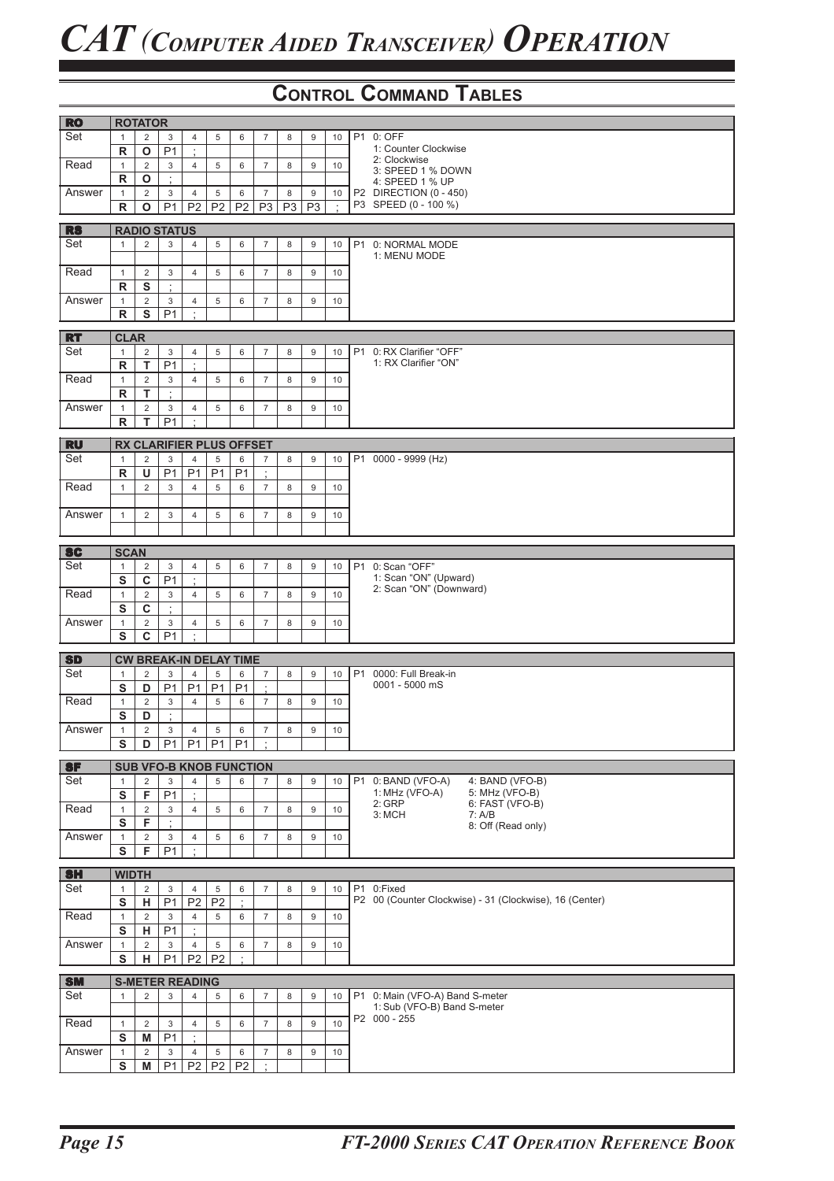# CAT (Computer Aided Transceiver) Operation

## Control Command Tables

### RO — ROTATOR

| | 1 | 2 | 3 | 4 | 5 | 6 | 7 | 8 | 9 | 10 |
|---|---|---|---|---|---|---|---|---|---|---|
| Set | R | O | P1 | ; | | | | | | |
| Read | R | O | ; | | | | | | | |
| Answer | R | O | P1 | P2 | P2 | P2 | P3 | P3 | P3 | ; |

P1 0: OFF
1: Counter Clockwise
2: Clockwise
3: SPEED 1 % DOWN
4: SPEED 1 % UP
P2 DIRECTION (0 - 450)
P3 SPEED (0 - 100 %)

### RS — RADIO STATUS

| | 1 | 2 | 3 | 4 | 5 | 6 | 7 | 8 | 9 | 10 |
|---|---|---|---|---|---|---|---|---|---|---|
| Set | | | | | | | | | | |
| Read | R | S | ; | | | | | | | |
| Answer | R | S | P1 | ; | | | | | | |

P1 0: NORMAL MODE
1: MENU MODE

### RT — CLAR

| | 1 | 2 | 3 | 4 | 5 | 6 | 7 | 8 | 9 | 10 |
|---|---|---|---|---|---|---|---|---|---|---|
| Set | R | T | P1 | ; | | | | | | |
| Read | R | T | ; | | | | | | | |
| Answer | R | T | P1 | ; | | | | | | |

P1 0: RX Clarifier "OFF"
1: RX Clarifier "ON"

### RU — RX CLARIFIER PLUS OFFSET

| | 1 | 2 | 3 | 4 | 5 | 6 | 7 | 8 | 9 | 10 |
|---|---|---|---|---|---|---|---|---|---|---|
| Set | R | U | P1 | P1 | P1 | P1 | ; | | | |
| Read | | | | | | | | | | |
| Answer | | | | | | | | | | |

P1 0000 - 9999 (Hz)

### SC — SCAN

| | 1 | 2 | 3 | 4 | 5 | 6 | 7 | 8 | 9 | 10 |
|---|---|---|---|---|---|---|---|---|---|---|
| Set | S | C | P1 | ; | | | | | | |
| Read | S | C | ; | | | | | | | |
| Answer | S | C | P1 | ; | | | | | | |

P1 0: Scan "OFF"
1: Scan "ON" (Upward)
2: Scan "ON" (Downward)

### SD — CW BREAK-IN DELAY TIME

| | 1 | 2 | 3 | 4 | 5 | 6 | 7 | 8 | 9 | 10 |
|---|---|---|---|---|---|---|---|---|---|---|
| Set | S | D | P1 | P1 | P1 | P1 | ; | | | |
| Read | S | D | ; | | | | | | | |
| Answer | S | D | P1 | P1 | P1 | P1 | ; | | | |

P1 0000: Full Break-in
0001 - 5000 mS

### SF — SUB VFO-B KNOB FUNCTION

| | 1 | 2 | 3 | 4 | 5 | 6 | 7 | 8 | 9 | 10 |
|---|---|---|---|---|---|---|---|---|---|---|
| Set | S | F | P1 | ; | | | | | | |
| Read | S | F | ; | | | | | | | |
| Answer | S | F | P1 | ; | | | | | | |

P1 0: BAND (VFO-A)
1: MHz (VFO-A)
2: GRP
3: MCH
4: BAND (VFO-B)
5: MHz (VFO-B)
6: FAST (VFO-B)
7: A/B
8: Off (Read only)

### SH — WIDTH

| | 1 | 2 | 3 | 4 | 5 | 6 | 7 | 8 | 9 | 10 |
|---|---|---|---|---|---|---|---|---|---|---|
| Set | S | H | P1 | P2 | P2 | ; | | | | |
| Read | S | H | P1 | ; | | | | | | |
| Answer | S | H | P1 | P2 | P2 | ; | | | | |

P1 0:Fixed
P2 00 (Counter Clockwise) - 31 (Clockwise), 16 (Center)

### SM — S-METER READING

| | 1 | 2 | 3 | 4 | 5 | 6 | 7 | 8 | 9 | 10 |
|---|---|---|---|---|---|---|---|---|---|---|
| Set | | | | | | | | | | |
| Read | S | M | P1 | ; | | | | | | |
| Answer | S | M | P1 | P2 | P2 | P2 | ; | | | |

P1 0: Main (VFO-A) Band S-meter
1: Sub (VFO-B) Band S-meter
P2 000 - 255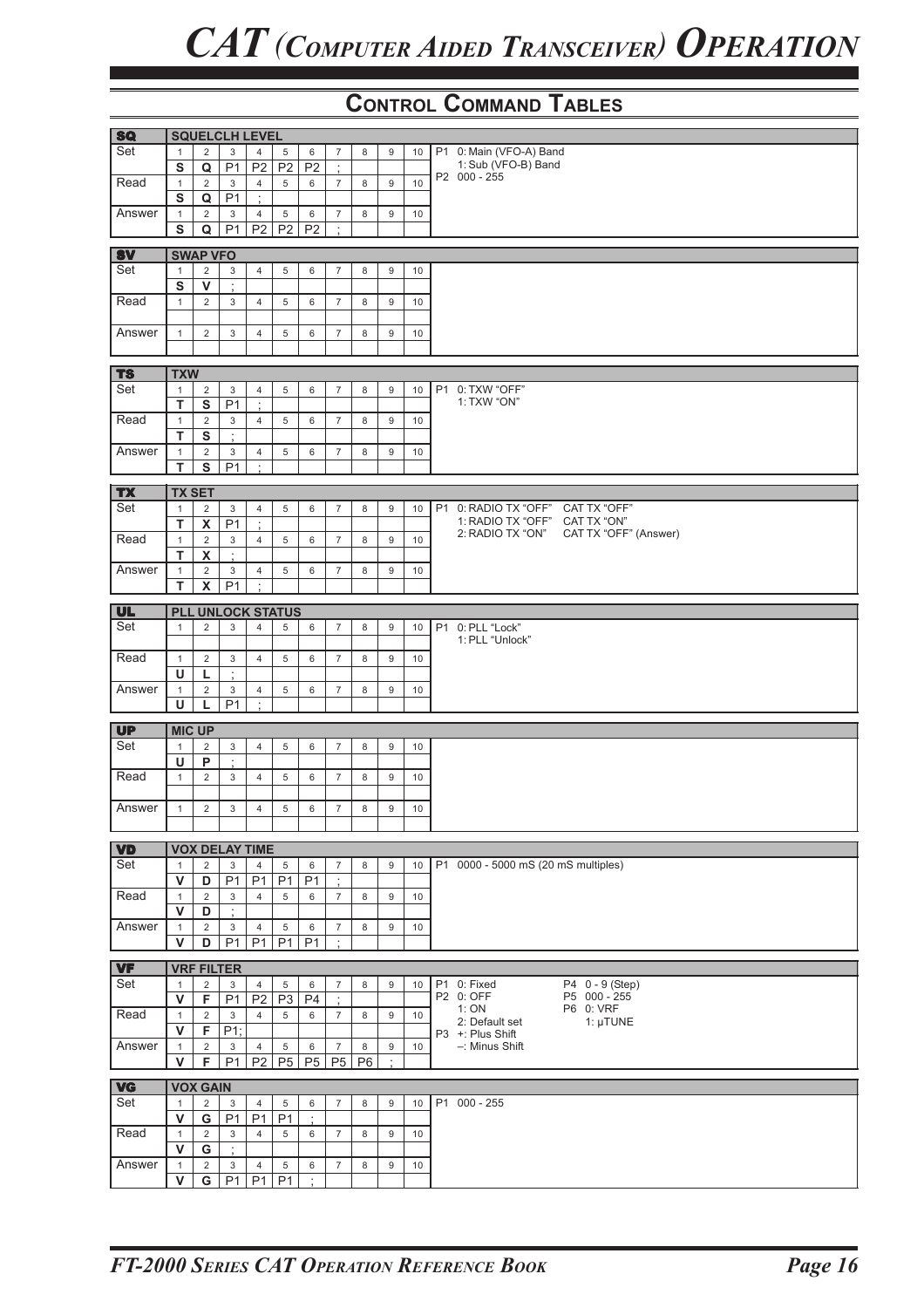# CAT (Computer Aided Transceiver) Operation

## Control Command Tables

### SQ — SQUELCLH LEVEL

| | 1 | 2 | 3 | 4 | 5 | 6 | 7 | 8 | 9 | 10 | |
|---|---|---|---|---|---|---|---|---|---|---|---|
| Set | S | Q | P1 | P2 | P2 | P2 | ; | | | | P1 0: Main (VFO-A) Band<br>1: Sub (VFO-B) Band<br>P2 000 - 255 |
| Read | S | Q | P1 | ; | | | | | | | |
| Answer | S | Q | P1 | P2 | P2 | P2 | ; | | | | |

### SV — SWAP VFO

| | 1 | 2 | 3 | 4 | 5 | 6 | 7 | 8 | 9 | 10 | |
|---|---|---|---|---|---|---|---|---|---|---|---|
| Set | S | V | ; | | | | | | | | |
| Read | | | | | | | | | | | |
| Answer | | | | | | | | | | | |

### TS — TXW

| | 1 | 2 | 3 | 4 | 5 | 6 | 7 | 8 | 9 | 10 | |
|---|---|---|---|---|---|---|---|---|---|---|---|
| Set | T | S | P1 | ; | | | | | | | P1 0: TXW "OFF"<br>1: TXW "ON" |
| Read | T | S | ; | | | | | | | | |
| Answer | T | S | P1 | ; | | | | | | | |

### TX — TX SET

| | 1 | 2 | 3 | 4 | 5 | 6 | 7 | 8 | 9 | 10 | |
|---|---|---|---|---|---|---|---|---|---|---|---|
| Set | T | X | P1 | ; | | | | | | | P1 0: RADIO TX "OFF" CAT TX "OFF"<br>1: RADIO TX "OFF" CAT TX "ON"<br>2: RADIO TX "ON" CAT TX "OFF" (Answer) |
| Read | T | X | ; | | | | | | | | |
| Answer | T | X | P1 | ; | | | | | | | |

### UL — PLL UNLOCK STATUS

| | 1 | 2 | 3 | 4 | 5 | 6 | 7 | 8 | 9 | 10 | |
|---|---|---|---|---|---|---|---|---|---|---|---|
| Set | | | | | | | | | | | P1 0: PLL "Lock"<br>1: PLL "Unlock" |
| Read | U | L | ; | | | | | | | | |
| Answer | U | L | P1 | ; | | | | | | | |

### UP — MIC UP

| | 1 | 2 | 3 | 4 | 5 | 6 | 7 | 8 | 9 | 10 | |
|---|---|---|---|---|---|---|---|---|---|---|---|
| Set | U | P | ; | | | | | | | | |
| Read | | | | | | | | | | | |
| Answer | | | | | | | | | | | |

### VD — VOX DELAY TIME

| | 1 | 2 | 3 | 4 | 5 | 6 | 7 | 8 | 9 | 10 | |
|---|---|---|---|---|---|---|---|---|---|---|---|
| Set | V | D | P1 | P1 | P1 | P1 | ; | | | | P1 0000 - 5000 mS (20 mS multiples) |
| Read | V | D | ; | | | | | | | | |
| Answer | V | D | P1 | P1 | P1 | P1 | ; | | | | |

### VF — VRF FILTER

| | 1 | 2 | 3 | 4 | 5 | 6 | 7 | 8 | 9 | 10 | |
|---|---|---|---|---|---|---|---|---|---|---|---|
| Set | V | F | P1 | P2 | P3 | P4 | ; | | | | P1 0: Fixed<br>P2 0: OFF<br>1: ON<br>2: Default set<br>P3 +: Plus Shift<br>–: Minus Shift<br>P4 0 - 9 (Step)<br>P5 000 - 255<br>P6 0: VRF<br>1: μTUNE |
| Read | V | F | P1; | | | | | | | | |
| Answer | V | F | P1 | P2 | P5 | P5 | P5 | P6 | ; | | |

### VG — VOX GAIN

| | 1 | 2 | 3 | 4 | 5 | 6 | 7 | 8 | 9 | 10 | |
|---|---|---|---|---|---|---|---|---|---|---|---|
| Set | V | G | P1 | P1 | P1 | ; | | | | | P1 000 - 255 |
| Read | V | G | ; | | | | | | | | |
| Answer | V | G | P1 | P1 | P1 | ; | | | | | |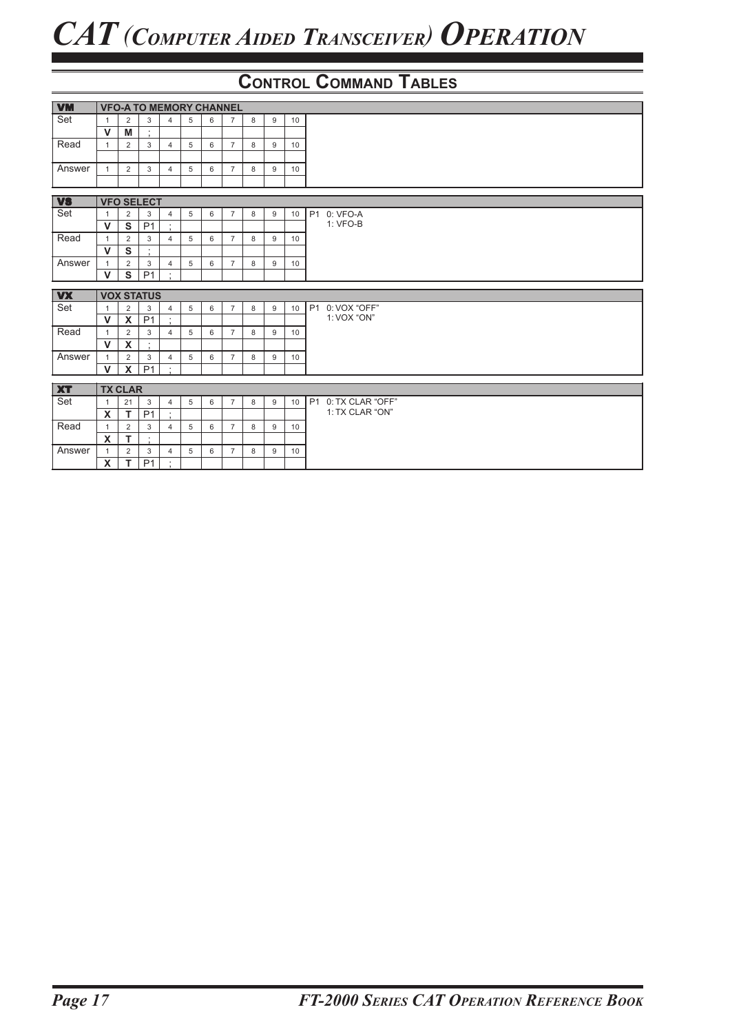# CAT (Computer Aided Transceiver) Operation

## Control Command Tables

| VM | VFO-A TO MEMORY CHANNEL | | | | | | | | | | |
|---|---|---|---|---|---|---|---|---|---|---|---|
| Set | 1 | 2 | 3 | 4 | 5 | 6 | 7 | 8 | 9 | 10 | |
| | V | M | ; | | | | | | | | |
| Read | 1 | 2 | 3 | 4 | 5 | 6 | 7 | 8 | 9 | 10 | |
| | | | | | | | | | | | |
| Answer | 1 | 2 | 3 | 4 | 5 | 6 | 7 | 8 | 9 | 10 | |
| | | | | | | | | | | | |

| VS | VFO SELECT | | | | | | | | | | |
|---|---|---|---|---|---|---|---|---|---|---|---|
| Set | 1 | 2 | 3 | 4 | 5 | 6 | 7 | 8 | 9 | 10 | P1 0: VFO-A |
| | V | S | P1 | ; | | | | | | | 1: VFO-B |
| Read | 1 | 2 | 3 | 4 | 5 | 6 | 7 | 8 | 9 | 10 | |
| | V | S | ; | | | | | | | | |
| Answer | 1 | 2 | 3 | 4 | 5 | 6 | 7 | 8 | 9 | 10 | |
| | V | S | P1 | ; | | | | | | | |

| VX | VOX STATUS | | | | | | | | | | |
|---|---|---|---|---|---|---|---|---|---|---|---|
| Set | 1 | 2 | 3 | 4 | 5 | 6 | 7 | 8 | 9 | 10 | P1 0: VOX "OFF" |
| | V | X | P1 | ; | | | | | | | 1: VOX "ON" |
| Read | 1 | 2 | 3 | 4 | 5 | 6 | 7 | 8 | 9 | 10 | |
| | V | X | ; | | | | | | | | |
| Answer | 1 | 2 | 3 | 4 | 5 | 6 | 7 | 8 | 9 | 10 | |
| | V | X | P1 | ; | | | | | | | |

| XT | TX CLAR | | | | | | | | | | |
|---|---|---|---|---|---|---|---|---|---|---|---|
| Set | 1 | 21 | 3 | 4 | 5 | 6 | 7 | 8 | 9 | 10 | P1 0: TX CLAR "OFF" |
| | X | T | P1 | ; | | | | | | | 1: TX CLAR "ON" |
| Read | 1 | 2 | 3 | 4 | 5 | 6 | 7 | 8 | 9 | 10 | |
| | X | T | ; | | | | | | | | |
| Answer | 1 | 2 | 3 | 4 | 5 | 6 | 7 | 8 | 9 | 10 | |
| | X | T | P1 | ; | | | | | | | |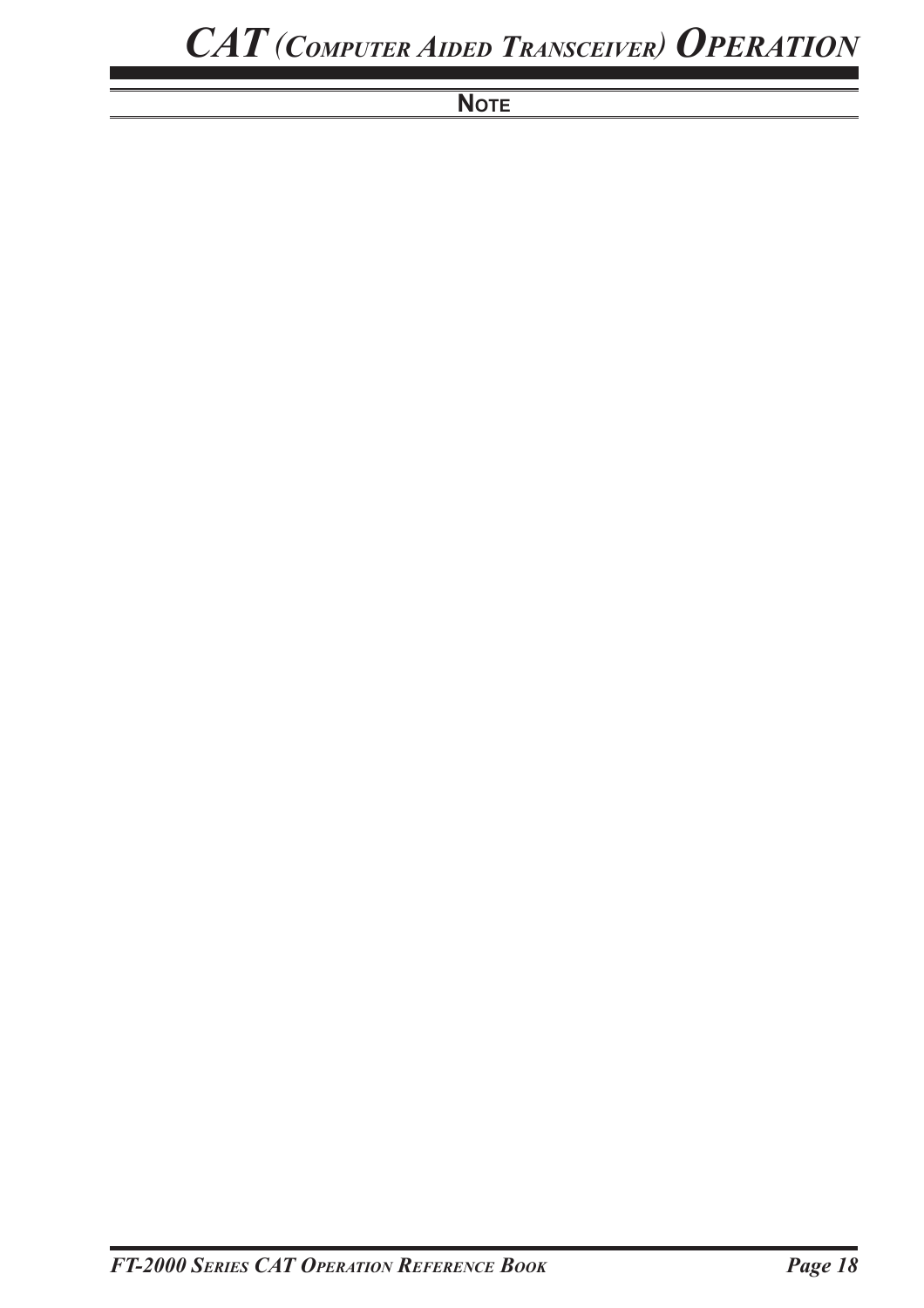## NOTE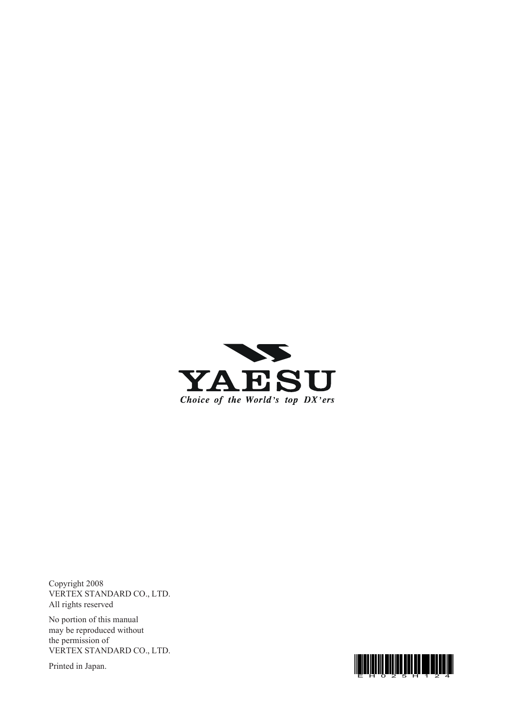YAESU

*Choice of the World's top DX'ers*

Copyright 2008
VERTEX STANDARD CO., LTD.
All rights reserved

No portion of this manual
may be reproduced without
the permission of
VERTEX STANDARD CO., LTD.

Printed in Japan.

E H 0 2 5 H 1 2 4